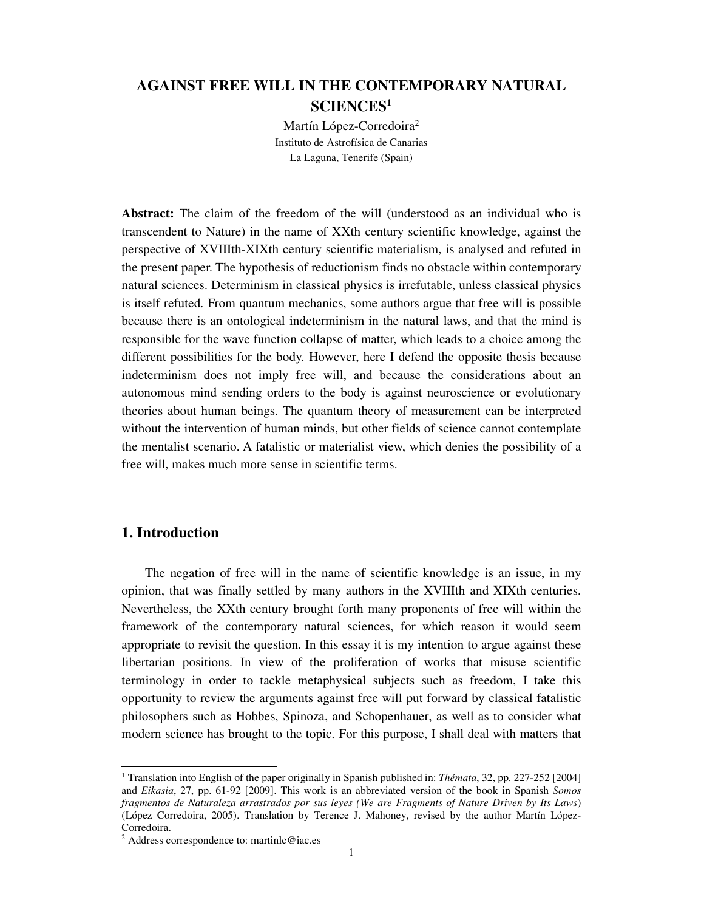# AGAINST FREE WILL IN THE CONTEMPORARY NATURAL SCIENCES[1]

Martín López-Corredoira[2]

Instituto de Astrofísica de Canarias

La Laguna, Tenerife (Spain)

**Abstract:** The claim of the freedom of the will (understood as an individual who is transcendent to Nature) in the name of XXth century scientific knowledge, against the perspective of XVIIIth-XIXth century scientific materialism, is analysed and refuted in the present paper. The hypothesis of reductionism finds no obstacle within contemporary natural sciences. Determinism in classical physics is irrefutable, unless classical physics is itself refuted. From quantum mechanics, some authors argue that free will is possible because there is an ontological indeterminism in the natural laws, and that the mind is responsible for the wave function collapse of matter, which leads to a choice among the different possibilities for the body. However, here I defend the opposite thesis because indeterminism does not imply free will, and because the considerations about an autonomous mind sending orders to the body is against neuroscience or evolutionary theories about human beings. The quantum theory of measurement can be interpreted without the intervention of human minds, but other fields of science cannot contemplate the mentalist scenario. A fatalistic or materialist view, which denies the possibility of a free will, makes much more sense in scientific terms.

## 1. Introduction

The negation of free will in the name of scientific knowledge is an issue, in my opinion, that was finally settled by many authors in the XVIIIth and XIXth centuries. Nevertheless, the XXth century brought forth many proponents of free will within the framework of the contemporary natural sciences, for which reason it would seem appropriate to revisit the question. In this essay it is my intention to argue against these libertarian positions. In view of the proliferation of works that misuse scientific terminology in order to tackle metaphysical subjects such as freedom, I take this opportunity to review the arguments against free will put forward by classical fatalistic philosophers such as Hobbes, Spinoza, and Schopenhauer, as well as to consider what modern science has brought to the topic. For this purpose, I shall deal with matters that

---

[1] Translation into English of the paper originally in Spanish published in: *Thémata*, 32, pp. 227-252 [2004] and *Eikasia*, 27, pp. 61-92 [2009]. This work is an abbreviated version of the book in Spanish *Somos fragmentos de Naturaleza arrastrados por sus leyes (We are Fragments of Nature Driven by Its Laws)* (López Corredoira, 2005). Translation by Terence J. Mahoney, revised by the author Martín López-Corredoira.

[2] Address correspondence to: martinlc@iac.es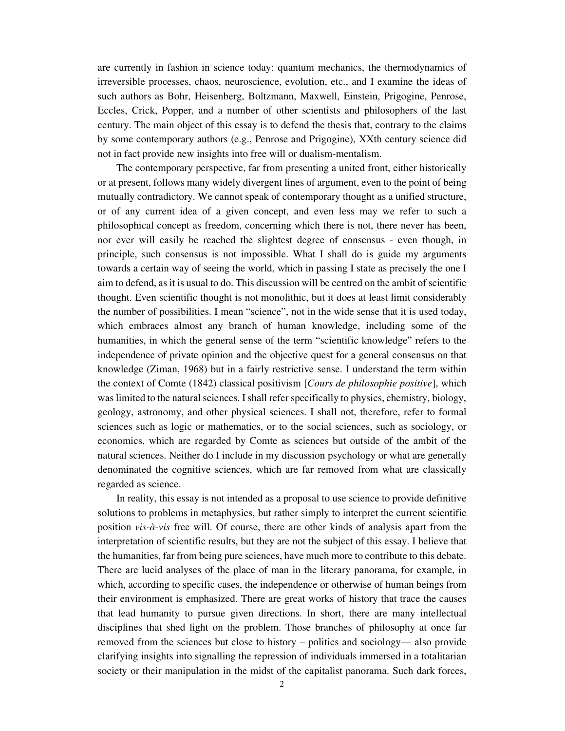are currently in fashion in science today: quantum mechanics, the thermodynamics of irreversible processes, chaos, neuroscience, evolution, etc., and I examine the ideas of such authors as Bohr, Heisenberg, Boltzmann, Maxwell, Einstein, Prigogine, Penrose, Eccles, Crick, Popper, and a number of other scientists and philosophers of the last century. The main object of this essay is to defend the thesis that, contrary to the claims by some contemporary authors (e.g., Penrose and Prigogine), XXth century science did not in fact provide new insights into free will or dualism-mentalism.

The contemporary perspective, far from presenting a united front, either historically or at present, follows many widely divergent lines of argument, even to the point of being mutually contradictory. We cannot speak of contemporary thought as a unified structure, or of any current idea of a given concept, and even less may we refer to such a philosophical concept as freedom, concerning which there is not, there never has been, nor ever will easily be reached the slightest degree of consensus - even though, in principle, such consensus is not impossible. What I shall do is guide my arguments towards a certain way of seeing the world, which in passing I state as precisely the one I aim to defend, as it is usual to do. This discussion will be centred on the ambit of scientific thought. Even scientific thought is not monolithic, but it does at least limit considerably the number of possibilities. I mean "science", not in the wide sense that it is used today, which embraces almost any branch of human knowledge, including some of the humanities, in which the general sense of the term "scientific knowledge" refers to the independence of private opinion and the objective quest for a general consensus on that knowledge (Ziman, 1968) but in a fairly restrictive sense. I understand the term within the context of Comte (1842) classical positivism [*Cours de philosophie positive*], which was limited to the natural sciences. I shall refer specifically to physics, chemistry, biology, geology, astronomy, and other physical sciences. I shall not, therefore, refer to formal sciences such as logic or mathematics, or to the social sciences, such as sociology, or economics, which are regarded by Comte as sciences but outside of the ambit of the natural sciences. Neither do I include in my discussion psychology or what are generally denominated the cognitive sciences, which are far removed from what are classically regarded as science.

In reality, this essay is not intended as a proposal to use science to provide definitive solutions to problems in metaphysics, but rather simply to interpret the current scientific position *vis-à-vis* free will. Of course, there are other kinds of analysis apart from the interpretation of scientific results, but they are not the subject of this essay. I believe that the humanities, far from being pure sciences, have much more to contribute to this debate. There are lucid analyses of the place of man in the literary panorama, for example, in which, according to specific cases, the independence or otherwise of human beings from their environment is emphasized. There are great works of history that trace the causes that lead humanity to pursue given directions. In short, there are many intellectual disciplines that shed light on the problem. Those branches of philosophy at once far removed from the sciences but close to history – politics and sociology— also provide clarifying insights into signalling the repression of individuals immersed in a totalitarian society or their manipulation in the midst of the capitalist panorama. Such dark forces,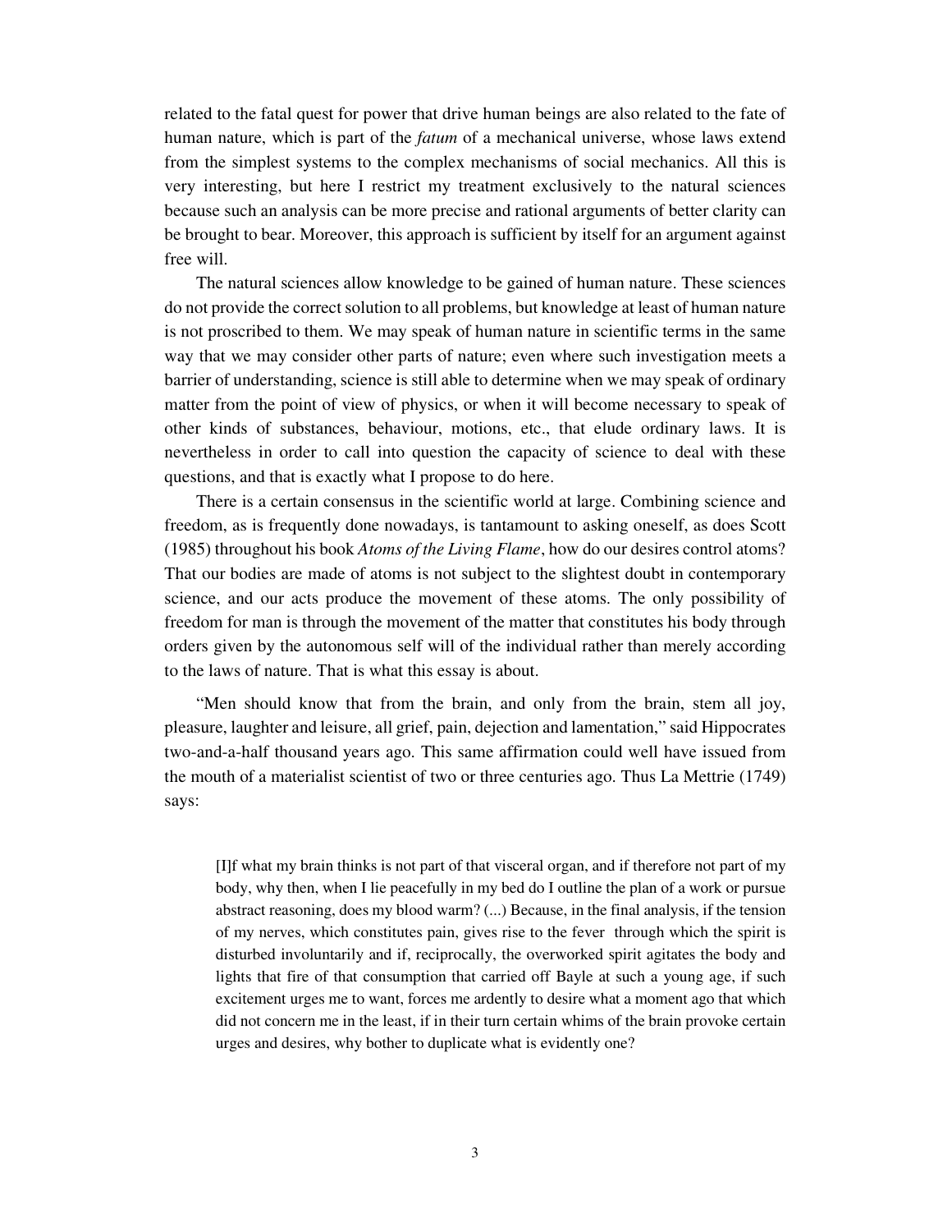related to the fatal quest for power that drive human beings are also related to the fate of human nature, which is part of the *fatum* of a mechanical universe, whose laws extend from the simplest systems to the complex mechanisms of social mechanics. All this is very interesting, but here I restrict my treatment exclusively to the natural sciences because such an analysis can be more precise and rational arguments of better clarity can be brought to bear. Moreover, this approach is sufficient by itself for an argument against free will.

The natural sciences allow knowledge to be gained of human nature. These sciences do not provide the correct solution to all problems, but knowledge at least of human nature is not proscribed to them. We may speak of human nature in scientific terms in the same way that we may consider other parts of nature; even where such investigation meets a barrier of understanding, science is still able to determine when we may speak of ordinary matter from the point of view of physics, or when it will become necessary to speak of other kinds of substances, behaviour, motions, etc., that elude ordinary laws. It is nevertheless in order to call into question the capacity of science to deal with these questions, and that is exactly what I propose to do here.

There is a certain consensus in the scientific world at large. Combining science and freedom, as is frequently done nowadays, is tantamount to asking oneself, as does Scott (1985) throughout his book *Atoms of the Living Flame*, how do our desires control atoms? That our bodies are made of atoms is not subject to the slightest doubt in contemporary science, and our acts produce the movement of these atoms. The only possibility of freedom for man is through the movement of the matter that constitutes his body through orders given by the autonomous self will of the individual rather than merely according to the laws of nature. That is what this essay is about.

"Men should know that from the brain, and only from the brain, stem all joy, pleasure, laughter and leisure, all grief, pain, dejection and lamentation," said Hippocrates two-and-a-half thousand years ago. This same affirmation could well have issued from the mouth of a materialist scientist of two or three centuries ago. Thus La Mettrie (1749) says:

> [I]f what my brain thinks is not part of that visceral organ, and if therefore not part of my body, why then, when I lie peacefully in my bed do I outline the plan of a work or pursue abstract reasoning, does my blood warm? (...) Because, in the final analysis, if the tension of my nerves, which constitutes pain, gives rise to the fever through which the spirit is disturbed involuntarily and if, reciprocally, the overworked spirit agitates the body and lights that fire of that consumption that carried off Bayle at such a young age, if such excitement urges me to want, forces me ardently to desire what a moment ago that which did not concern me in the least, if in their turn certain whims of the brain provoke certain urges and desires, why bother to duplicate what is evidently one?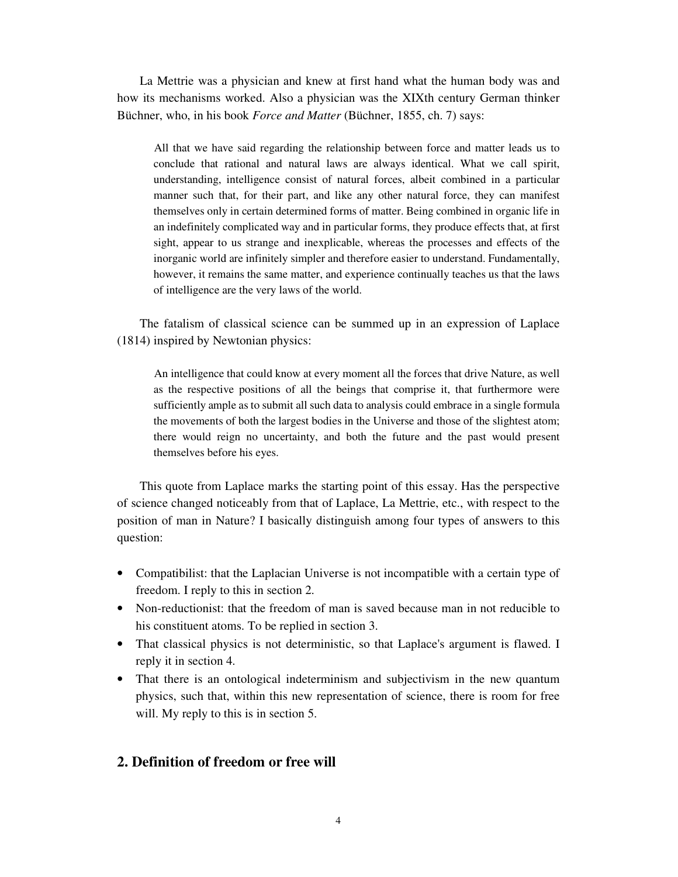La Mettrie was a physician and knew at first hand what the human body was and how its mechanisms worked. Also a physician was the XIXth century German thinker Büchner, who, in his book *Force and Matter* (Büchner, 1855, ch. 7) says:

> All that we have said regarding the relationship between force and matter leads us to conclude that rational and natural laws are always identical. What we call spirit, understanding, intelligence consist of natural forces, albeit combined in a particular manner such that, for their part, and like any other natural force, they can manifest themselves only in certain determined forms of matter. Being combined in organic life in an indefinitely complicated way and in particular forms, they produce effects that, at first sight, appear to us strange and inexplicable, whereas the processes and effects of the inorganic world are infinitely simpler and therefore easier to understand. Fundamentally, however, it remains the same matter, and experience continually teaches us that the laws of intelligence are the very laws of the world.

The fatalism of classical science can be summed up in an expression of Laplace (1814) inspired by Newtonian physics:

> An intelligence that could know at every moment all the forces that drive Nature, as well as the respective positions of all the beings that comprise it, that furthermore were sufficiently ample as to submit all such data to analysis could embrace in a single formula the movements of both the largest bodies in the Universe and those of the slightest atom; there would reign no uncertainty, and both the future and the past would present themselves before his eyes.

This quote from Laplace marks the starting point of this essay. Has the perspective of science changed noticeably from that of Laplace, La Mettrie, etc., with respect to the position of man in Nature? I basically distinguish among four types of answers to this question:

- Compatibilist: that the Laplacian Universe is not incompatible with a certain type of freedom. I reply to this in section 2.
- Non-reductionist: that the freedom of man is saved because man in not reducible to his constituent atoms. To be replied in section 3.
- That classical physics is not deterministic, so that Laplace's argument is flawed. I reply it in section 4.
- That there is an ontological indeterminism and subjectivism in the new quantum physics, such that, within this new representation of science, there is room for free will. My reply to this is in section 5.

## 2. Definition of freedom or free will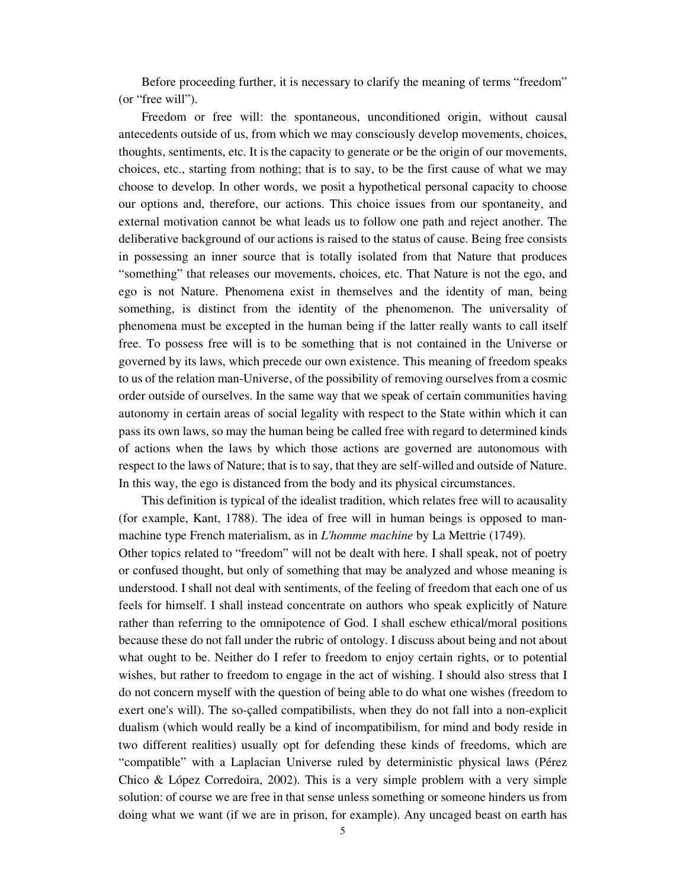Before proceeding further, it is necessary to clarify the meaning of terms "freedom" (or "free will").

Freedom or free will: the spontaneous, unconditioned origin, without causal antecedents outside of us, from which we may consciously develop movements, choices, thoughts, sentiments, etc. It is the capacity to generate or be the origin of our movements, choices, etc., starting from nothing; that is to say, to be the first cause of what we may choose to develop. In other words, we posit a hypothetical personal capacity to choose our options and, therefore, our actions. This choice issues from our spontaneity, and external motivation cannot be what leads us to follow one path and reject another. The deliberative background of our actions is raised to the status of cause. Being free consists in possessing an inner source that is totally isolated from that Nature that produces "something" that releases our movements, choices, etc. That Nature is not the ego, and ego is not Nature. Phenomena exist in themselves and the identity of man, being something, is distinct from the identity of the phenomenon. The universality of phenomena must be excepted in the human being if the latter really wants to call itself free. To possess free will is to be something that is not contained in the Universe or governed by its laws, which precede our own existence. This meaning of freedom speaks to us of the relation man-Universe, of the possibility of removing ourselves from a cosmic order outside of ourselves. In the same way that we speak of certain communities having autonomy in certain areas of social legality with respect to the State within which it can pass its own laws, so may the human being be called free with regard to determined kinds of actions when the laws by which those actions are governed are autonomous with respect to the laws of Nature; that is to say, that they are self-willed and outside of Nature. In this way, the ego is distanced from the body and its physical circumstances.

This definition is typical of the idealist tradition, which relates free will to acausality (for example, Kant, 1788). The idea of free will in human beings is opposed to man-machine type French materialism, as in *L'homme machine* by La Mettrie (1749).

Other topics related to "freedom" will not be dealt with here. I shall speak, not of poetry or confused thought, but only of something that may be analyzed and whose meaning is understood. I shall not deal with sentiments, of the feeling of freedom that each one of us feels for himself. I shall instead concentrate on authors who speak explicitly of Nature rather than referring to the omnipotence of God. I shall eschew ethical/moral positions because these do not fall under the rubric of ontology. I discuss about being and not about what ought to be. Neither do I refer to freedom to enjoy certain rights, or to potential wishes, but rather to freedom to engage in the act of wishing. I should also stress that I do not concern myself with the question of being able to do what one wishes (freedom to exert one's will). The so-çalled compatibilists, when they do not fall into a non-explicit dualism (which would really be a kind of incompatibilism, for mind and body reside in two different realities) usually opt for defending these kinds of freedoms, which are "compatible" with a Laplacian Universe ruled by deterministic physical laws (Pérez Chico & López Corredoira, 2002). This is a very simple problem with a very simple solution: of course we are free in that sense unless something or someone hinders us from doing what we want (if we are in prison, for example). Any uncaged beast on earth has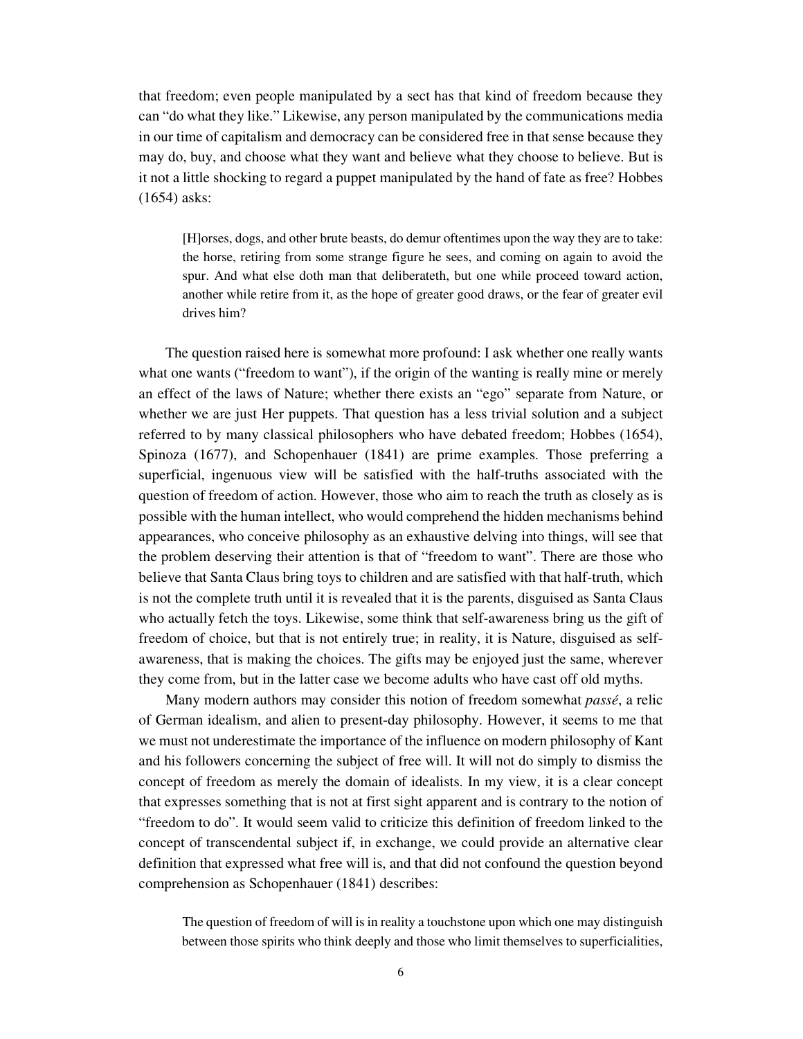that freedom; even people manipulated by a sect has that kind of freedom because they can "do what they like." Likewise, any person manipulated by the communications media in our time of capitalism and democracy can be considered free in that sense because they may do, buy, and choose what they want and believe what they choose to believe. But is it not a little shocking to regard a puppet manipulated by the hand of fate as free? Hobbes (1654) asks:

> [H]orses, dogs, and other brute beasts, do demur oftentimes upon the way they are to take: the horse, retiring from some strange figure he sees, and coming on again to avoid the spur. And what else doth man that deliberateth, but one while proceed toward action, another while retire from it, as the hope of greater good draws, or the fear of greater evil drives him?

The question raised here is somewhat more profound: I ask whether one really wants what one wants ("freedom to want"), if the origin of the wanting is really mine or merely an effect of the laws of Nature; whether there exists an "ego" separate from Nature, or whether we are just Her puppets. That question has a less trivial solution and a subject referred to by many classical philosophers who have debated freedom; Hobbes (1654), Spinoza (1677), and Schopenhauer (1841) are prime examples. Those preferring a superficial, ingenuous view will be satisfied with the half-truths associated with the question of freedom of action. However, those who aim to reach the truth as closely as is possible with the human intellect, who would comprehend the hidden mechanisms behind appearances, who conceive philosophy as an exhaustive delving into things, will see that the problem deserving their attention is that of "freedom to want". There are those who believe that Santa Claus bring toys to children and are satisfied with that half-truth, which is not the complete truth until it is revealed that it is the parents, disguised as Santa Claus who actually fetch the toys. Likewise, some think that self-awareness bring us the gift of freedom of choice, but that is not entirely true; in reality, it is Nature, disguised as self-awareness, that is making the choices. The gifts may be enjoyed just the same, wherever they come from, but in the latter case we become adults who have cast off old myths.

Many modern authors may consider this notion of freedom somewhat *passé*, a relic of German idealism, and alien to present-day philosophy. However, it seems to me that we must not underestimate the importance of the influence on modern philosophy of Kant and his followers concerning the subject of free will. It will not do simply to dismiss the concept of freedom as merely the domain of idealists. In my view, it is a clear concept that expresses something that is not at first sight apparent and is contrary to the notion of "freedom to do". It would seem valid to criticize this definition of freedom linked to the concept of transcendental subject if, in exchange, we could provide an alternative clear definition that expressed what free will is, and that did not confound the question beyond comprehension as Schopenhauer (1841) describes:

> The question of freedom of will is in reality a touchstone upon which one may distinguish between those spirits who think deeply and those who limit themselves to superficialities,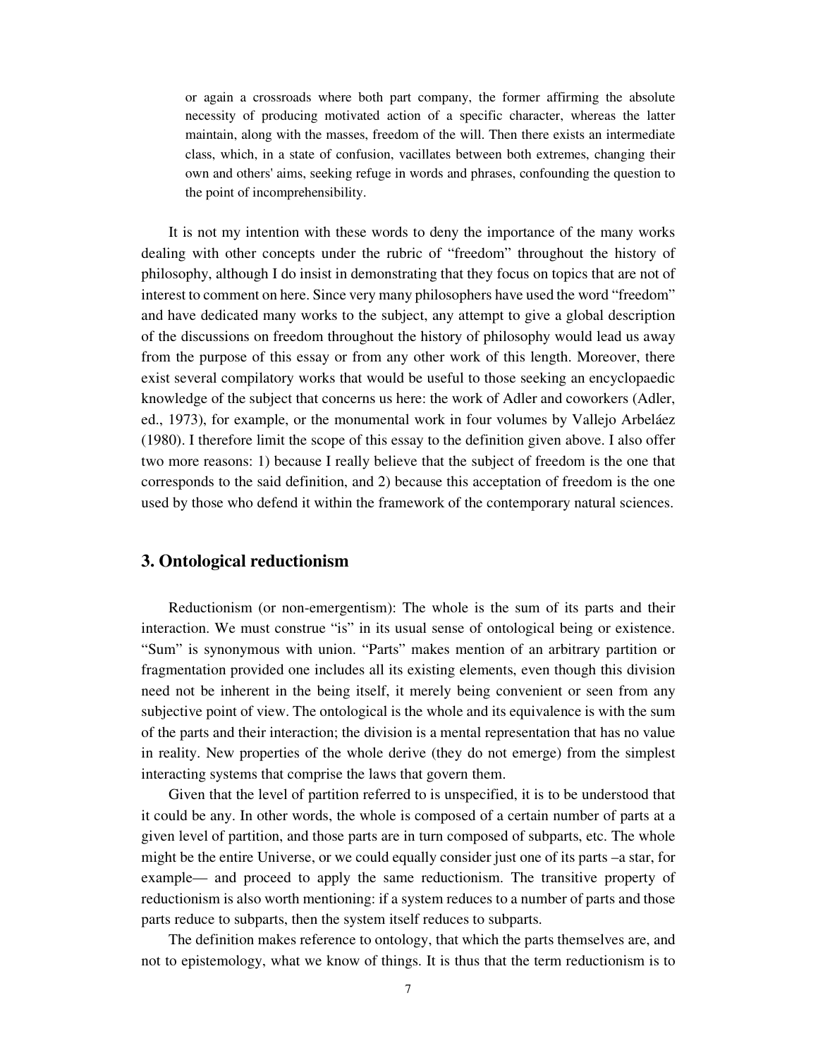> or again a crossroads where both part company, the former affirming the absolute necessity of producing motivated action of a specific character, whereas the latter maintain, along with the masses, freedom of the will. Then there exists an intermediate class, which, in a state of confusion, vacillates between both extremes, changing their own and others' aims, seeking refuge in words and phrases, confounding the question to the point of incomprehensibility.

It is not my intention with these words to deny the importance of the many works dealing with other concepts under the rubric of "freedom" throughout the history of philosophy, although I do insist in demonstrating that they focus on topics that are not of interest to comment on here. Since very many philosophers have used the word "freedom" and have dedicated many works to the subject, any attempt to give a global description of the discussions on freedom throughout the history of philosophy would lead us away from the purpose of this essay or from any other work of this length. Moreover, there exist several compilatory works that would be useful to those seeking an encyclopaedic knowledge of the subject that concerns us here: the work of Adler and coworkers (Adler, ed., 1973), for example, or the monumental work in four volumes by Vallejo Arbeláez (1980). I therefore limit the scope of this essay to the definition given above. I also offer two more reasons: 1) because I really believe that the subject of freedom is the one that corresponds to the said definition, and 2) because this acceptation of freedom is the one used by those who defend it within the framework of the contemporary natural sciences.

## 3. Ontological reductionism

Reductionism (or non-emergentism): The whole is the sum of its parts and their interaction. We must construe "is" in its usual sense of ontological being or existence. "Sum" is synonymous with union. "Parts" makes mention of an arbitrary partition or fragmentation provided one includes all its existing elements, even though this division need not be inherent in the being itself, it merely being convenient or seen from any subjective point of view. The ontological is the whole and its equivalence is with the sum of the parts and their interaction; the division is a mental representation that has no value in reality. New properties of the whole derive (they do not emerge) from the simplest interacting systems that comprise the laws that govern them.

Given that the level of partition referred to is unspecified, it is to be understood that it could be any. In other words, the whole is composed of a certain number of parts at a given level of partition, and those parts are in turn composed of subparts, etc. The whole might be the entire Universe, or we could equally consider just one of its parts –a star, for example— and proceed to apply the same reductionism. The transitive property of reductionism is also worth mentioning: if a system reduces to a number of parts and those parts reduce to subparts, then the system itself reduces to subparts.

The definition makes reference to ontology, that which the parts themselves are, and not to epistemology, what we know of things. It is thus that the term reductionism is to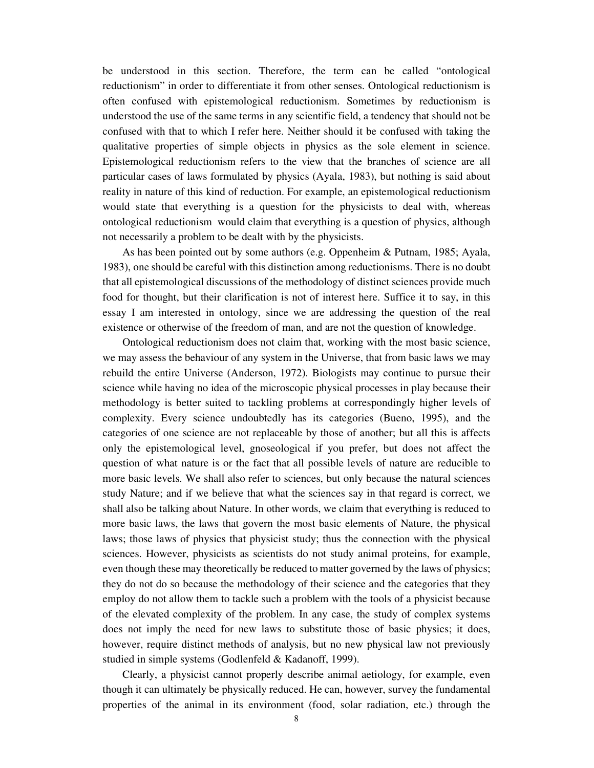be understood in this section. Therefore, the term can be called "ontological reductionism" in order to differentiate it from other senses. Ontological reductionism is often confused with epistemological reductionism. Sometimes by reductionism is understood the use of the same terms in any scientific field, a tendency that should not be confused with that to which I refer here. Neither should it be confused with taking the qualitative properties of simple objects in physics as the sole element in science. Epistemological reductionism refers to the view that the branches of science are all particular cases of laws formulated by physics (Ayala, 1983), but nothing is said about reality in nature of this kind of reduction. For example, an epistemological reductionism would state that everything is a question for the physicists to deal with, whereas ontological reductionism would claim that everything is a question of physics, although not necessarily a problem to be dealt with by the physicists.

As has been pointed out by some authors (e.g. Oppenheim & Putnam, 1985; Ayala, 1983), one should be careful with this distinction among reductionisms. There is no doubt that all epistemological discussions of the methodology of distinct sciences provide much food for thought, but their clarification is not of interest here. Suffice it to say, in this essay I am interested in ontology, since we are addressing the question of the real existence or otherwise of the freedom of man, and are not the question of knowledge.

Ontological reductionism does not claim that, working with the most basic science, we may assess the behaviour of any system in the Universe, that from basic laws we may rebuild the entire Universe (Anderson, 1972). Biologists may continue to pursue their science while having no idea of the microscopic physical processes in play because their methodology is better suited to tackling problems at correspondingly higher levels of complexity. Every science undoubtedly has its categories (Bueno, 1995), and the categories of one science are not replaceable by those of another; but all this is affects only the epistemological level, gnoseological if you prefer, but does not affect the question of what nature is or the fact that all possible levels of nature are reducible to more basic levels. We shall also refer to sciences, but only because the natural sciences study Nature; and if we believe that what the sciences say in that regard is correct, we shall also be talking about Nature. In other words, we claim that everything is reduced to more basic laws, the laws that govern the most basic elements of Nature, the physical laws; those laws of physics that physicist study; thus the connection with the physical sciences. However, physicists as scientists do not study animal proteins, for example, even though these may theoretically be reduced to matter governed by the laws of physics; they do not do so because the methodology of their science and the categories that they employ do not allow them to tackle such a problem with the tools of a physicist because of the elevated complexity of the problem. In any case, the study of complex systems does not imply the need for new laws to substitute those of basic physics; it does, however, require distinct methods of analysis, but no new physical law not previously studied in simple systems (Godlenfeld & Kadanoff, 1999).

Clearly, a physicist cannot properly describe animal aetiology, for example, even though it can ultimately be physically reduced. He can, however, survey the fundamental properties of the animal in its environment (food, solar radiation, etc.) through the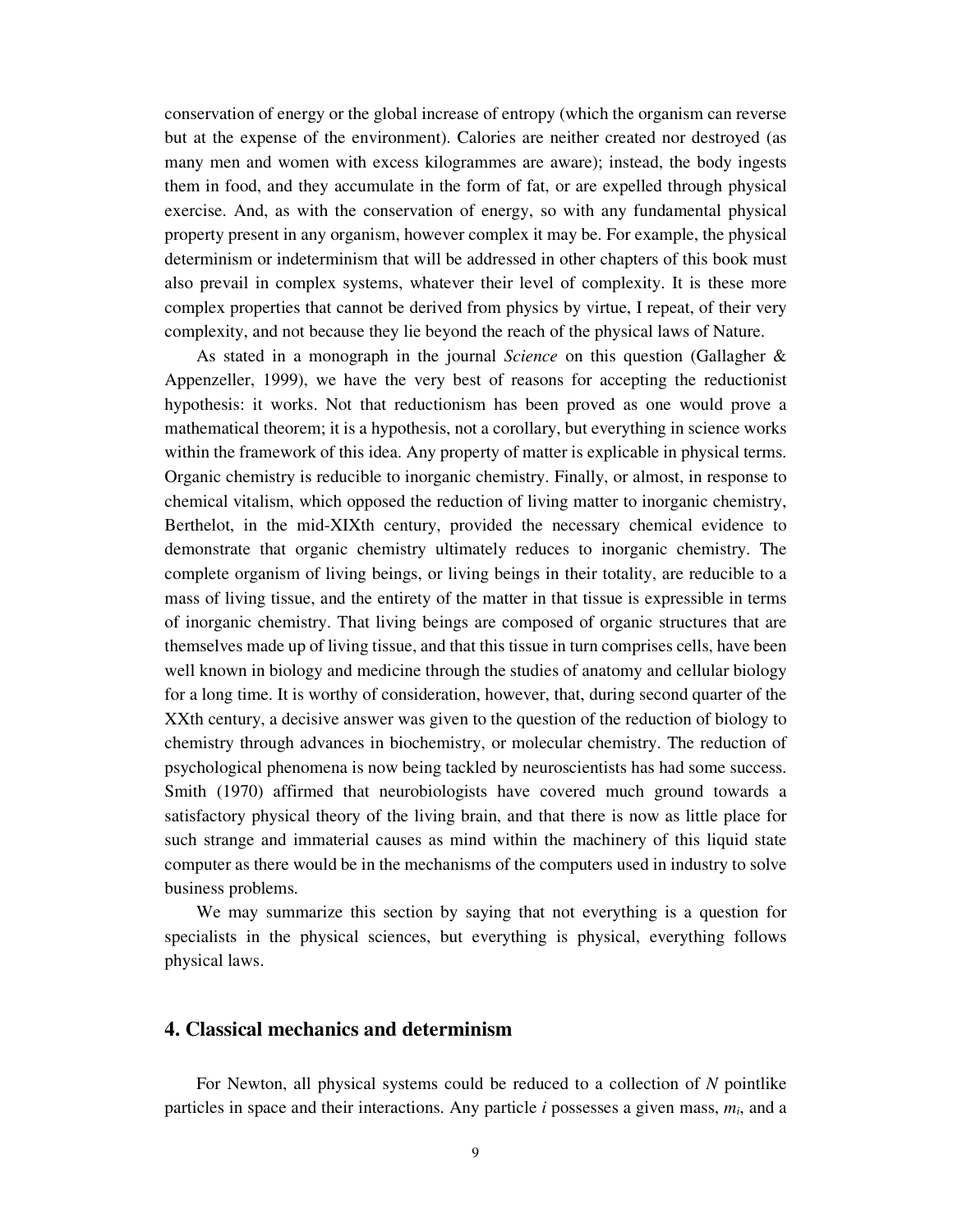conservation of energy or the global increase of entropy (which the organism can reverse but at the expense of the environment). Calories are neither created nor destroyed (as many men and women with excess kilogrammes are aware); instead, the body ingests them in food, and they accumulate in the form of fat, or are expelled through physical exercise. And, as with the conservation of energy, so with any fundamental physical property present in any organism, however complex it may be. For example, the physical determinism or indeterminism that will be addressed in other chapters of this book must also prevail in complex systems, whatever their level of complexity. It is these more complex properties that cannot be derived from physics by virtue, I repeat, of their very complexity, and not because they lie beyond the reach of the physical laws of Nature.

As stated in a monograph in the journal *Science* on this question (Gallagher & Appenzeller, 1999), we have the very best of reasons for accepting the reductionist hypothesis: it works. Not that reductionism has been proved as one would prove a mathematical theorem; it is a hypothesis, not a corollary, but everything in science works within the framework of this idea. Any property of matter is explicable in physical terms. Organic chemistry is reducible to inorganic chemistry. Finally, or almost, in response to chemical vitalism, which opposed the reduction of living matter to inorganic chemistry, Berthelot, in the mid-XIXth century, provided the necessary chemical evidence to demonstrate that organic chemistry ultimately reduces to inorganic chemistry. The complete organism of living beings, or living beings in their totality, are reducible to a mass of living tissue, and the entirety of the matter in that tissue is expressible in terms of inorganic chemistry. That living beings are composed of organic structures that are themselves made up of living tissue, and that this tissue in turn comprises cells, have been well known in biology and medicine through the studies of anatomy and cellular biology for a long time. It is worthy of consideration, however, that, during second quarter of the XXth century, a decisive answer was given to the question of the reduction of biology to chemistry through advances in biochemistry, or molecular chemistry. The reduction of psychological phenomena is now being tackled by neuroscientists has had some success. Smith (1970) affirmed that neurobiologists have covered much ground towards a satisfactory physical theory of the living brain, and that there is now as little place for such strange and immaterial causes as mind within the machinery of this liquid state computer as there would be in the mechanisms of the computers used in industry to solve business problems.

We may summarize this section by saying that not everything is a question for specialists in the physical sciences, but everything is physical, everything follows physical laws.

## 4. Classical mechanics and determinism

For Newton, all physical systems could be reduced to a collection of $N$ pointlike particles in space and their interactions. Any particle $i$ possesses a given mass, $m_i$, and a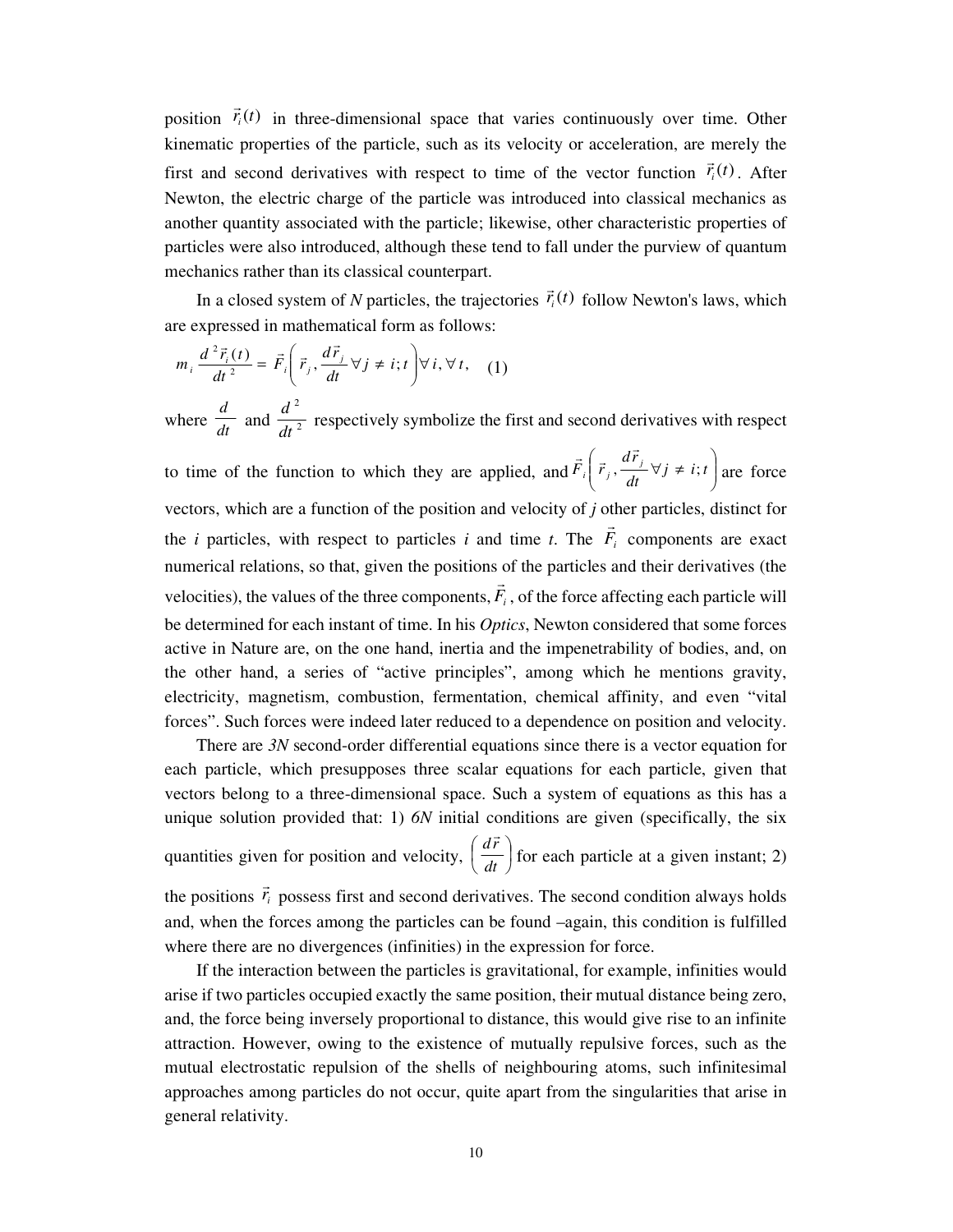position $\vec{r}_i(t)$ in three-dimensional space that varies continuously over time. Other kinematic properties of the particle, such as its velocity or acceleration, are merely the first and second derivatives with respect to time of the vector function $\vec{r}_i(t)$. After Newton, the electric charge of the particle was introduced into classical mechanics as another quantity associated with the particle; likewise, other characteristic properties of particles were also introduced, although these tend to fall under the purview of quantum mechanics rather than its classical counterpart.

In a closed system of *N* particles, the trajectories $\vec{r}_i(t)$ follow Newton's laws, which are expressed in mathematical form as follows:

$$m_i \frac{d^2 \vec{r}_i(t)}{dt^2} = \vec{F}_i\left( \vec{r}_j, \frac{d\vec{r}_j}{dt} \forall j \neq i; t \right) \forall i, \forall t, \quad (1)$$

where $\frac{d}{dt}$ and $\frac{d^2}{dt^2}$ respectively symbolize the first and second derivatives with respect to time of the function to which they are applied, and $\vec{F}_i\left( \vec{r}_j, \frac{d\vec{r}_j}{dt} \forall j \neq i; t \right)$ are force vectors, which are a function of the position and velocity of *j* other particles, distinct for the *i* particles, with respect to particles *i* and time *t*. The $\vec{F}_i$ components are exact numerical relations, so that, given the positions of the particles and their derivatives (the velocities), the values of the three components, $\vec{F}_i$, of the force affecting each particle will be determined for each instant of time. In his *Optics*, Newton considered that some forces active in Nature are, on the one hand, inertia and the impenetrability of bodies, and, on the other hand, a series of "active principles", among which he mentions gravity, electricity, magnetism, combustion, fermentation, chemical affinity, and even "vital forces". Such forces were indeed later reduced to a dependence on position and velocity.

There are *3N* second-order differential equations since there is a vector equation for each particle, which presupposes three scalar equations for each particle, given that vectors belong to a three-dimensional space. Such a system of equations as this has a unique solution provided that: 1) *6N* initial conditions are given (specifically, the six quantities given for position and velocity, $\left( \frac{d\vec{r}}{dt} \right)$ for each particle at a given instant; 2) the positions $\vec{r}_i$ possess first and second derivatives. The second condition always holds and, when the forces among the particles can be found –again, this condition is fulfilled where there are no divergences (infinities) in the expression for force.

If the interaction between the particles is gravitational, for example, infinities would arise if two particles occupied exactly the same position, their mutual distance being zero, and, the force being inversely proportional to distance, this would give rise to an infinite attraction. However, owing to the existence of mutually repulsive forces, such as the mutual electrostatic repulsion of the shells of neighbouring atoms, such infinitesimal approaches among particles do not occur, quite apart from the singularities that arise in general relativity.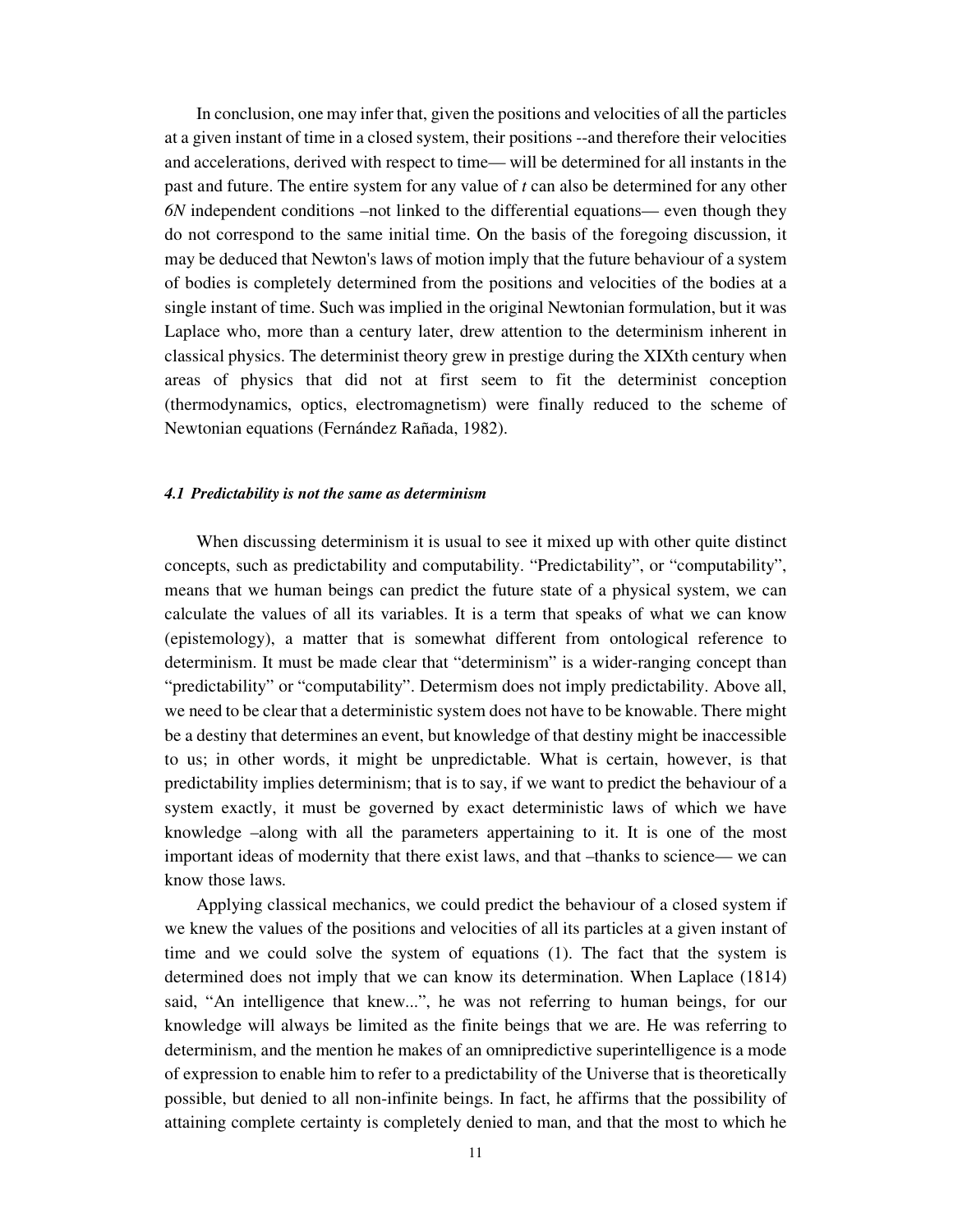In conclusion, one may infer that, given the positions and velocities of all the particles at a given instant of time in a closed system, their positions --and therefore their velocities and accelerations, derived with respect to time— will be determined for all instants in the past and future. The entire system for any value of *t* can also be determined for any other *6N* independent conditions –not linked to the differential equations— even though they do not correspond to the same initial time. On the basis of the foregoing discussion, it may be deduced that Newton's laws of motion imply that the future behaviour of a system of bodies is completely determined from the positions and velocities of the bodies at a single instant of time. Such was implied in the original Newtonian formulation, but it was Laplace who, more than a century later, drew attention to the determinism inherent in classical physics. The determinist theory grew in prestige during the XIXth century when areas of physics that did not at first seem to fit the determinist conception (thermodynamics, optics, electromagnetism) were finally reduced to the scheme of Newtonian equations (Fernández Rañada, 1982).

### *4.1 Predictability is not the same as determinism*

When discussing determinism it is usual to see it mixed up with other quite distinct concepts, such as predictability and computability. "Predictability", or "computability", means that we human beings can predict the future state of a physical system, we can calculate the values of all its variables. It is a term that speaks of what we can know (epistemology), a matter that is somewhat different from ontological reference to determinism. It must be made clear that "determinism" is a wider-ranging concept than "predictability" or "computability". Determism does not imply predictability. Above all, we need to be clear that a deterministic system does not have to be knowable. There might be a destiny that determines an event, but knowledge of that destiny might be inaccessible to us; in other words, it might be unpredictable. What is certain, however, is that predictability implies determinism; that is to say, if we want to predict the behaviour of a system exactly, it must be governed by exact deterministic laws of which we have knowledge –along with all the parameters appertaining to it. It is one of the most important ideas of modernity that there exist laws, and that –thanks to science— we can know those laws.

Applying classical mechanics, we could predict the behaviour of a closed system if we knew the values of the positions and velocities of all its particles at a given instant of time and we could solve the system of equations (1). The fact that the system is determined does not imply that we can know its determination. When Laplace (1814) said, "An intelligence that knew...", he was not referring to human beings, for our knowledge will always be limited as the finite beings that we are. He was referring to determinism, and the mention he makes of an omnipredictive superintelligence is a mode of expression to enable him to refer to a predictability of the Universe that is theoretically possible, but denied to all non-infinite beings. In fact, he affirms that the possibility of attaining complete certainty is completely denied to man, and that the most to which he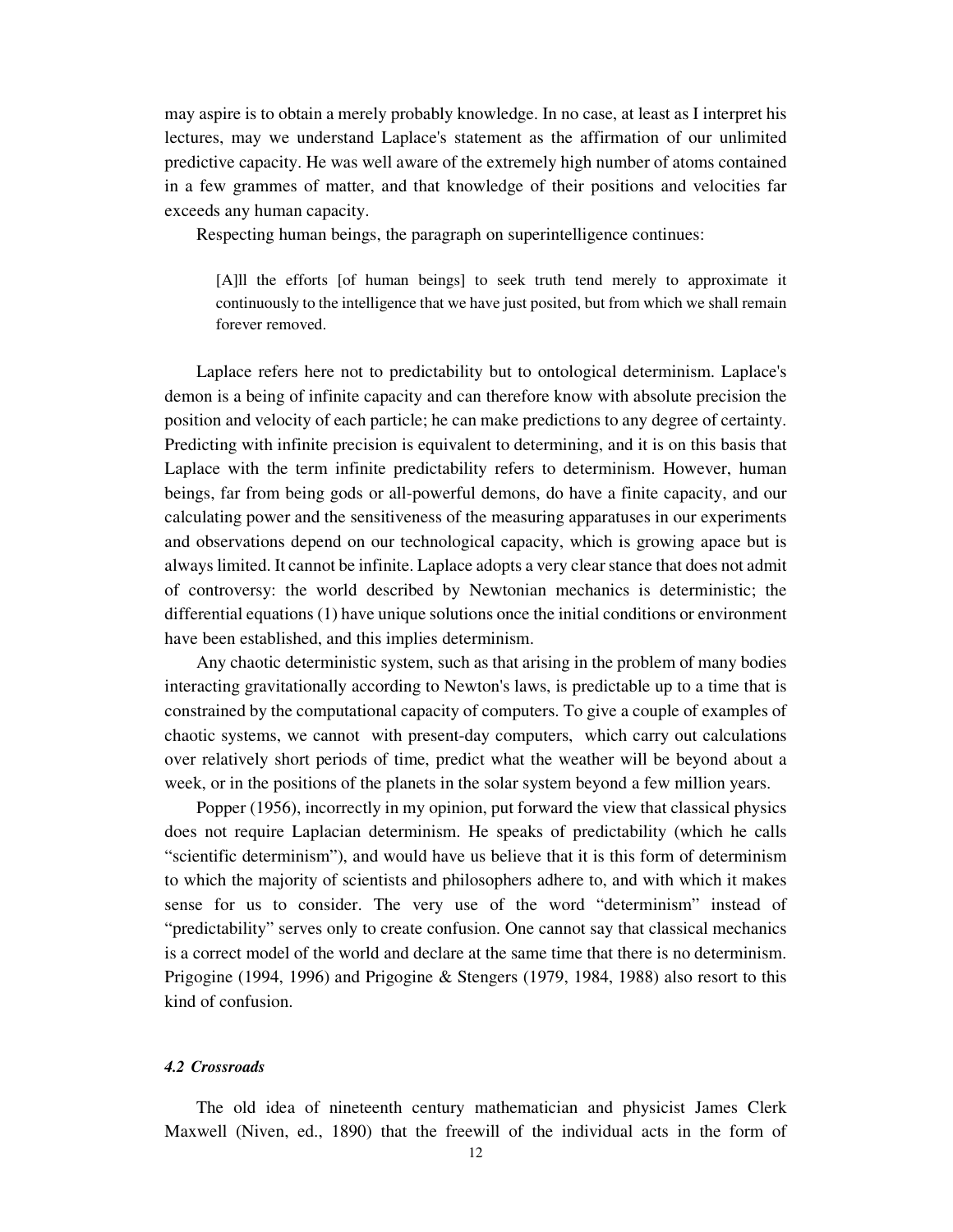may aspire is to obtain a merely probably knowledge. In no case, at least as I interpret his lectures, may we understand Laplace's statement as the affirmation of our unlimited predictive capacity. He was well aware of the extremely high number of atoms contained in a few grammes of matter, and that knowledge of their positions and velocities far exceeds any human capacity.

Respecting human beings, the paragraph on superintelligence continues:

> [A]ll the efforts [of human beings] to seek truth tend merely to approximate it continuously to the intelligence that we have just posited, but from which we shall remain forever removed.

Laplace refers here not to predictability but to ontological determinism. Laplace's demon is a being of infinite capacity and can therefore know with absolute precision the position and velocity of each particle; he can make predictions to any degree of certainty. Predicting with infinite precision is equivalent to determining, and it is on this basis that Laplace with the term infinite predictability refers to determinism. However, human beings, far from being gods or all-powerful demons, do have a finite capacity, and our calculating power and the sensitiveness of the measuring apparatuses in our experiments and observations depend on our technological capacity, which is growing apace but is always limited. It cannot be infinite. Laplace adopts a very clear stance that does not admit of controversy: the world described by Newtonian mechanics is deterministic; the differential equations (1) have unique solutions once the initial conditions or environment have been established, and this implies determinism.

Any chaotic deterministic system, such as that arising in the problem of many bodies interacting gravitationally according to Newton's laws, is predictable up to a time that is constrained by the computational capacity of computers. To give a couple of examples of chaotic systems, we cannot with present-day computers, which carry out calculations over relatively short periods of time, predict what the weather will be beyond about a week, or in the positions of the planets in the solar system beyond a few million years.

Popper (1956), incorrectly in my opinion, put forward the view that classical physics does not require Laplacian determinism. He speaks of predictability (which he calls "scientific determinism"), and would have us believe that it is this form of determinism to which the majority of scientists and philosophers adhere to, and with which it makes sense for us to consider. The very use of the word "determinism" instead of "predictability" serves only to create confusion. One cannot say that classical mechanics is a correct model of the world and declare at the same time that there is no determinism. Prigogine (1994, 1996) and Prigogine & Stengers (1979, 1984, 1988) also resort to this kind of confusion.

### *4.2 Crossroads*

The old idea of nineteenth century mathematician and physicist James Clerk Maxwell (Niven, ed., 1890) that the freewill of the individual acts in the form of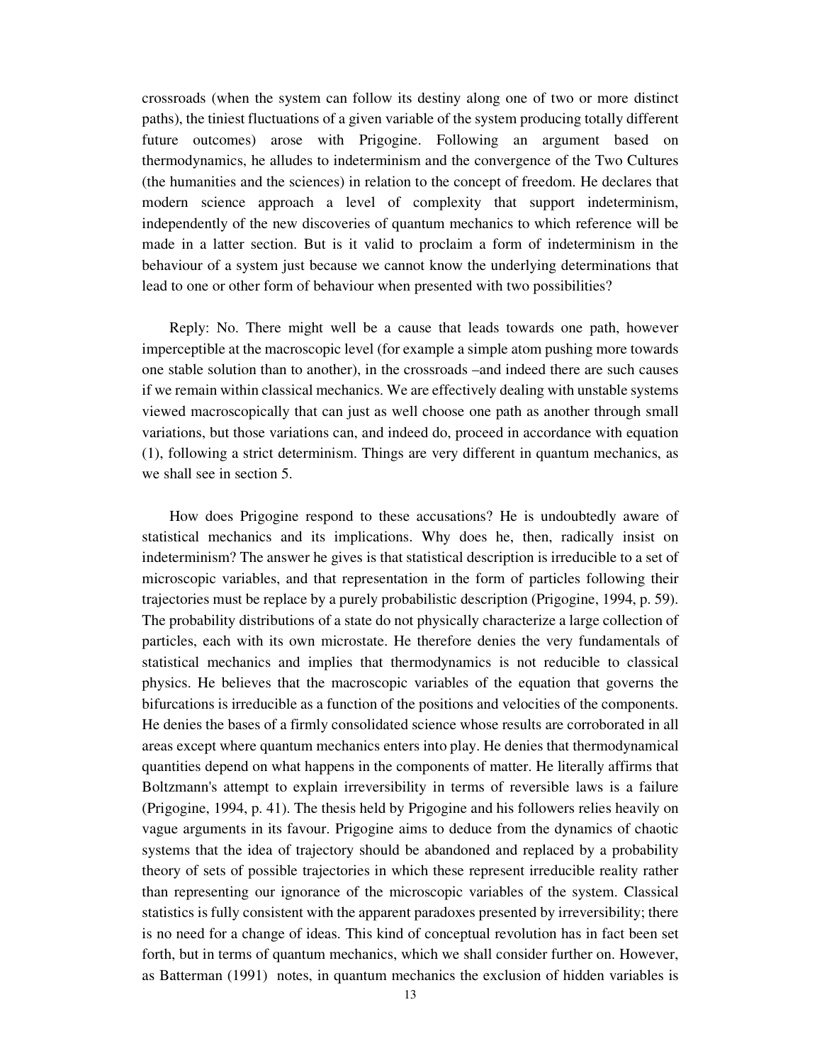crossroads (when the system can follow its destiny along one of two or more distinct paths), the tiniest fluctuations of a given variable of the system producing totally different future outcomes) arose with Prigogine. Following an argument based on thermodynamics, he alludes to indeterminism and the convergence of the Two Cultures (the humanities and the sciences) in relation to the concept of freedom. He declares that modern science approach a level of complexity that support indeterminism, independently of the new discoveries of quantum mechanics to which reference will be made in a latter section. But is it valid to proclaim a form of indeterminism in the behaviour of a system just because we cannot know the underlying determinations that lead to one or other form of behaviour when presented with two possibilities?

Reply: No. There might well be a cause that leads towards one path, however imperceptible at the macroscopic level (for example a simple atom pushing more towards one stable solution than to another), in the crossroads –and indeed there are such causes if we remain within classical mechanics. We are effectively dealing with unstable systems viewed macroscopically that can just as well choose one path as another through small variations, but those variations can, and indeed do, proceed in accordance with equation (1), following a strict determinism. Things are very different in quantum mechanics, as we shall see in section 5.

How does Prigogine respond to these accusations? He is undoubtedly aware of statistical mechanics and its implications. Why does he, then, radically insist on indeterminism? The answer he gives is that statistical description is irreducible to a set of microscopic variables, and that representation in the form of particles following their trajectories must be replace by a purely probabilistic description (Prigogine, 1994, p. 59). The probability distributions of a state do not physically characterize a large collection of particles, each with its own microstate. He therefore denies the very fundamentals of statistical mechanics and implies that thermodynamics is not reducible to classical physics. He believes that the macroscopic variables of the equation that governs the bifurcations is irreducible as a function of the positions and velocities of the components. He denies the bases of a firmly consolidated science whose results are corroborated in all areas except where quantum mechanics enters into play. He denies that thermodynamical quantities depend on what happens in the components of matter. He literally affirms that Boltzmann's attempt to explain irreversibility in terms of reversible laws is a failure (Prigogine, 1994, p. 41). The thesis held by Prigogine and his followers relies heavily on vague arguments in its favour. Prigogine aims to deduce from the dynamics of chaotic systems that the idea of trajectory should be abandoned and replaced by a probability theory of sets of possible trajectories in which these represent irreducible reality rather than representing our ignorance of the microscopic variables of the system. Classical statistics is fully consistent with the apparent paradoxes presented by irreversibility; there is no need for a change of ideas. This kind of conceptual revolution has in fact been set forth, but in terms of quantum mechanics, which we shall consider further on. However, as Batterman (1991) notes, in quantum mechanics the exclusion of hidden variables is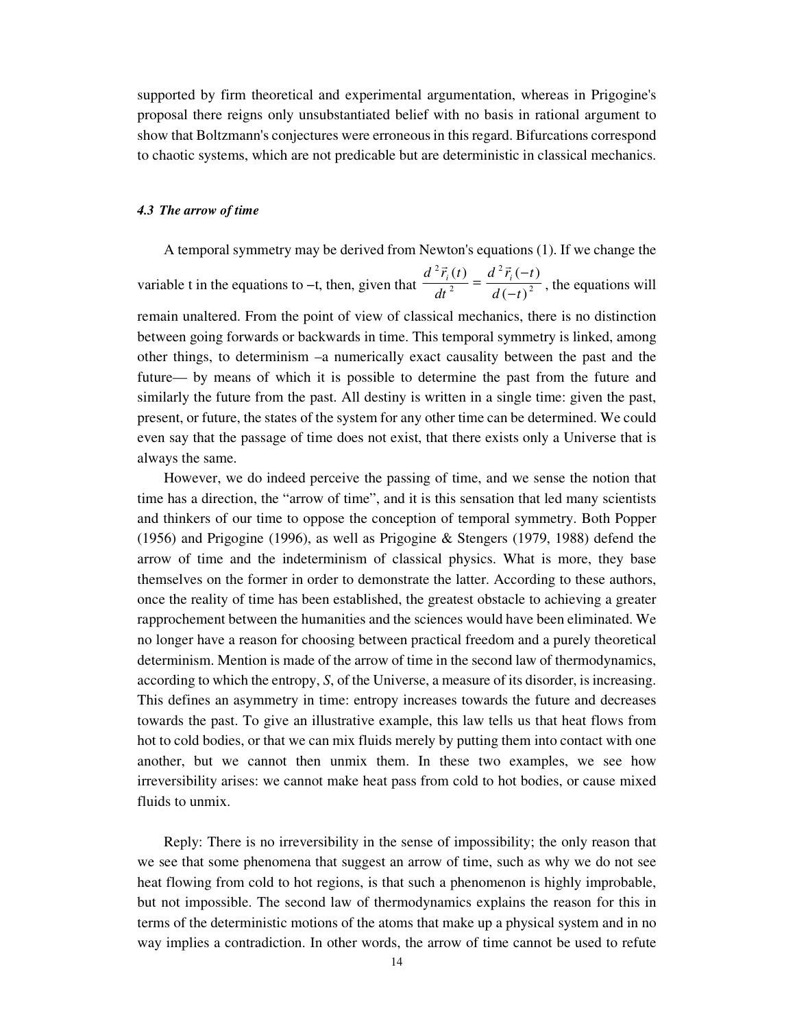supported by firm theoretical and experimental argumentation, whereas in Prigogine's proposal there reigns only unsubstantiated belief with no basis in rational argument to show that Boltzmann's conjectures were erroneous in this regard. Bifurcations correspond to chaotic systems, which are not predicable but are deterministic in classical mechanics.

#### *4.3 The arrow of time*

A temporal symmetry may be derived from Newton's equations (1). If we change the variable t in the equations to −t, then, given that $\frac{d^2\vec{r}_i(t)}{dt^2} = \frac{d^2\vec{r}_i(-t)}{d(-t)^2}$, the equations will remain unaltered. From the point of view of classical mechanics, there is no distinction between going forwards or backwards in time. This temporal symmetry is linked, among other things, to determinism –a numerically exact causality between the past and the future— by means of which it is possible to determine the past from the future and similarly the future from the past. All destiny is written in a single time: given the past, present, or future, the states of the system for any other time can be determined. We could even say that the passage of time does not exist, that there exists only a Universe that is always the same.

However, we do indeed perceive the passing of time, and we sense the notion that time has a direction, the "arrow of time", and it is this sensation that led many scientists and thinkers of our time to oppose the conception of temporal symmetry. Both Popper (1956) and Prigogine (1996), as well as Prigogine & Stengers (1979, 1988) defend the arrow of time and the indeterminism of classical physics. What is more, they base themselves on the former in order to demonstrate the latter. According to these authors, once the reality of time has been established, the greatest obstacle to achieving a greater rapprochement between the humanities and the sciences would have been eliminated. We no longer have a reason for choosing between practical freedom and a purely theoretical determinism. Mention is made of the arrow of time in the second law of thermodynamics, according to which the entropy, *S*, of the Universe, a measure of its disorder, is increasing. This defines an asymmetry in time: entropy increases towards the future and decreases towards the past. To give an illustrative example, this law tells us that heat flows from hot to cold bodies, or that we can mix fluids merely by putting them into contact with one another, but we cannot then unmix them. In these two examples, we see how irreversibility arises: we cannot make heat pass from cold to hot bodies, or cause mixed fluids to unmix.

Reply: There is no irreversibility in the sense of impossibility; the only reason that we see that some phenomena that suggest an arrow of time, such as why we do not see heat flowing from cold to hot regions, is that such a phenomenon is highly improbable, but not impossible. The second law of thermodynamics explains the reason for this in terms of the deterministic motions of the atoms that make up a physical system and in no way implies a contradiction. In other words, the arrow of time cannot be used to refute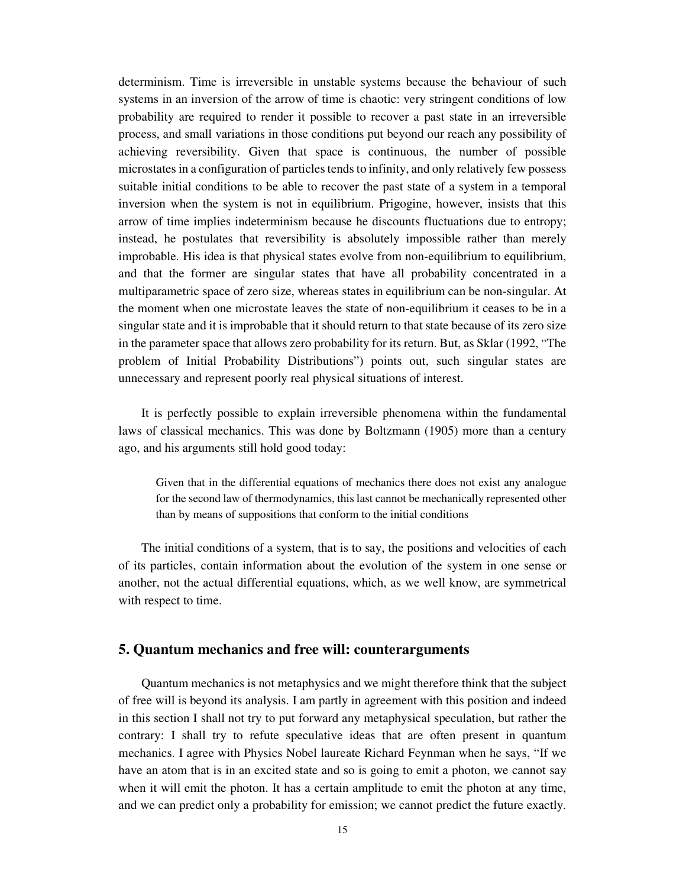determinism. Time is irreversible in unstable systems because the behaviour of such systems in an inversion of the arrow of time is chaotic: very stringent conditions of low probability are required to render it possible to recover a past state in an irreversible process, and small variations in those conditions put beyond our reach any possibility of achieving reversibility. Given that space is continuous, the number of possible microstates in a configuration of particles tends to infinity, and only relatively few possess suitable initial conditions to be able to recover the past state of a system in a temporal inversion when the system is not in equilibrium. Prigogine, however, insists that this arrow of time implies indeterminism because he discounts fluctuations due to entropy; instead, he postulates that reversibility is absolutely impossible rather than merely improbable. His idea is that physical states evolve from non-equilibrium to equilibrium, and that the former are singular states that have all probability concentrated in a multiparametric space of zero size, whereas states in equilibrium can be non-singular. At the moment when one microstate leaves the state of non-equilibrium it ceases to be in a singular state and it is improbable that it should return to that state because of its zero size in the parameter space that allows zero probability for its return. But, as Sklar (1992, "The problem of Initial Probability Distributions") points out, such singular states are unnecessary and represent poorly real physical situations of interest.

It is perfectly possible to explain irreversible phenomena within the fundamental laws of classical mechanics. This was done by Boltzmann (1905) more than a century ago, and his arguments still hold good today:

> Given that in the differential equations of mechanics there does not exist any analogue for the second law of thermodynamics, this last cannot be mechanically represented other than by means of suppositions that conform to the initial conditions

The initial conditions of a system, that is to say, the positions and velocities of each of its particles, contain information about the evolution of the system in one sense or another, not the actual differential equations, which, as we well know, are symmetrical with respect to time.

## 5. Quantum mechanics and free will: counterarguments

Quantum mechanics is not metaphysics and we might therefore think that the subject of free will is beyond its analysis. I am partly in agreement with this position and indeed in this section I shall not try to put forward any metaphysical speculation, but rather the contrary: I shall try to refute speculative ideas that are often present in quantum mechanics. I agree with Physics Nobel laureate Richard Feynman when he says, "If we have an atom that is in an excited state and so is going to emit a photon, we cannot say when it will emit the photon. It has a certain amplitude to emit the photon at any time, and we can predict only a probability for emission; we cannot predict the future exactly.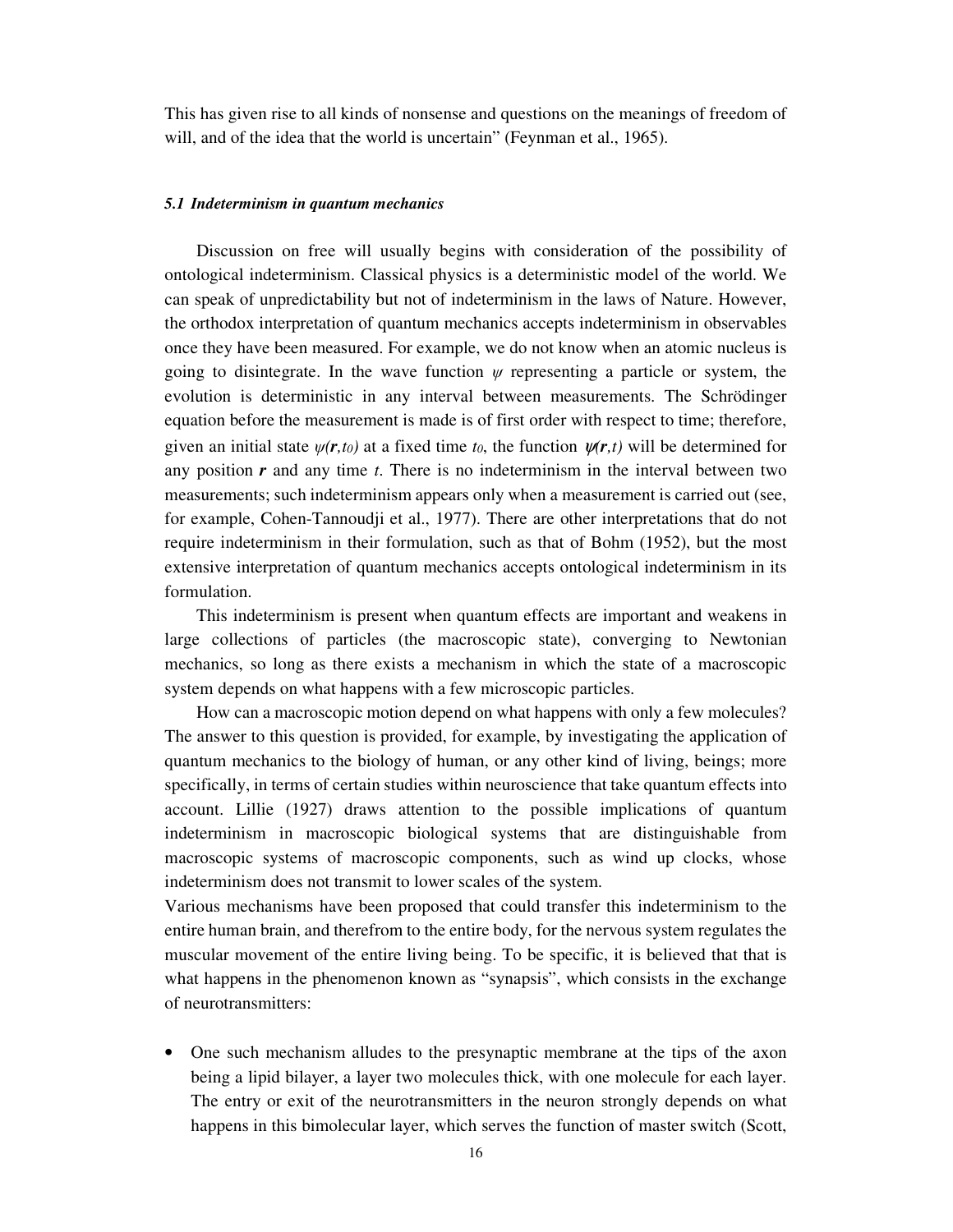This has given rise to all kinds of nonsense and questions on the meanings of freedom of will, and of the idea that the world is uncertain" (Feynman et al., 1965).

### *5.1 Indeterminism in quantum mechanics*

Discussion on free will usually begins with consideration of the possibility of ontological indeterminism. Classical physics is a deterministic model of the world. We can speak of unpredictability but not of indeterminism in the laws of Nature. However, the orthodox interpretation of quantum mechanics accepts indeterminism in observables once they have been measured. For example, we do not know when an atomic nucleus is going to disintegrate. In the wave function $\psi$ representing a particle or system, the evolution is deterministic in any interval between measurements. The Schrödinger equation before the measurement is made is of first order with respect to time; therefore, given an initial state $\psi(\boldsymbol{r},t_0)$ at a fixed time $t_0$, the function $\psi(\boldsymbol{r},t)$ will be determined for any position $\boldsymbol{r}$ and any time $t$. There is no indeterminism in the interval between two measurements; such indeterminism appears only when a measurement is carried out (see, for example, Cohen-Tannoudji et al., 1977). There are other interpretations that do not require indeterminism in their formulation, such as that of Bohm (1952), but the most extensive interpretation of quantum mechanics accepts ontological indeterminism in its formulation.

This indeterminism is present when quantum effects are important and weakens in large collections of particles (the macroscopic state), converging to Newtonian mechanics, so long as there exists a mechanism in which the state of a macroscopic system depends on what happens with a few microscopic particles.

How can a macroscopic motion depend on what happens with only a few molecules? The answer to this question is provided, for example, by investigating the application of quantum mechanics to the biology of human, or any other kind of living, beings; more specifically, in terms of certain studies within neuroscience that take quantum effects into account. Lillie (1927) draws attention to the possible implications of quantum indeterminism in macroscopic biological systems that are distinguishable from macroscopic systems of macroscopic components, such as wind up clocks, whose indeterminism does not transmit to lower scales of the system.

Various mechanisms have been proposed that could transfer this indeterminism to the entire human brain, and therefrom to the entire body, for the nervous system regulates the muscular movement of the entire living being. To be specific, it is believed that that is what happens in the phenomenon known as "synapsis", which consists in the exchange of neurotransmitters:

- One such mechanism alludes to the presynaptic membrane at the tips of the axon being a lipid bilayer, a layer two molecules thick, with one molecule for each layer. The entry or exit of the neurotransmitters in the neuron strongly depends on what happens in this bimolecular layer, which serves the function of master switch (Scott,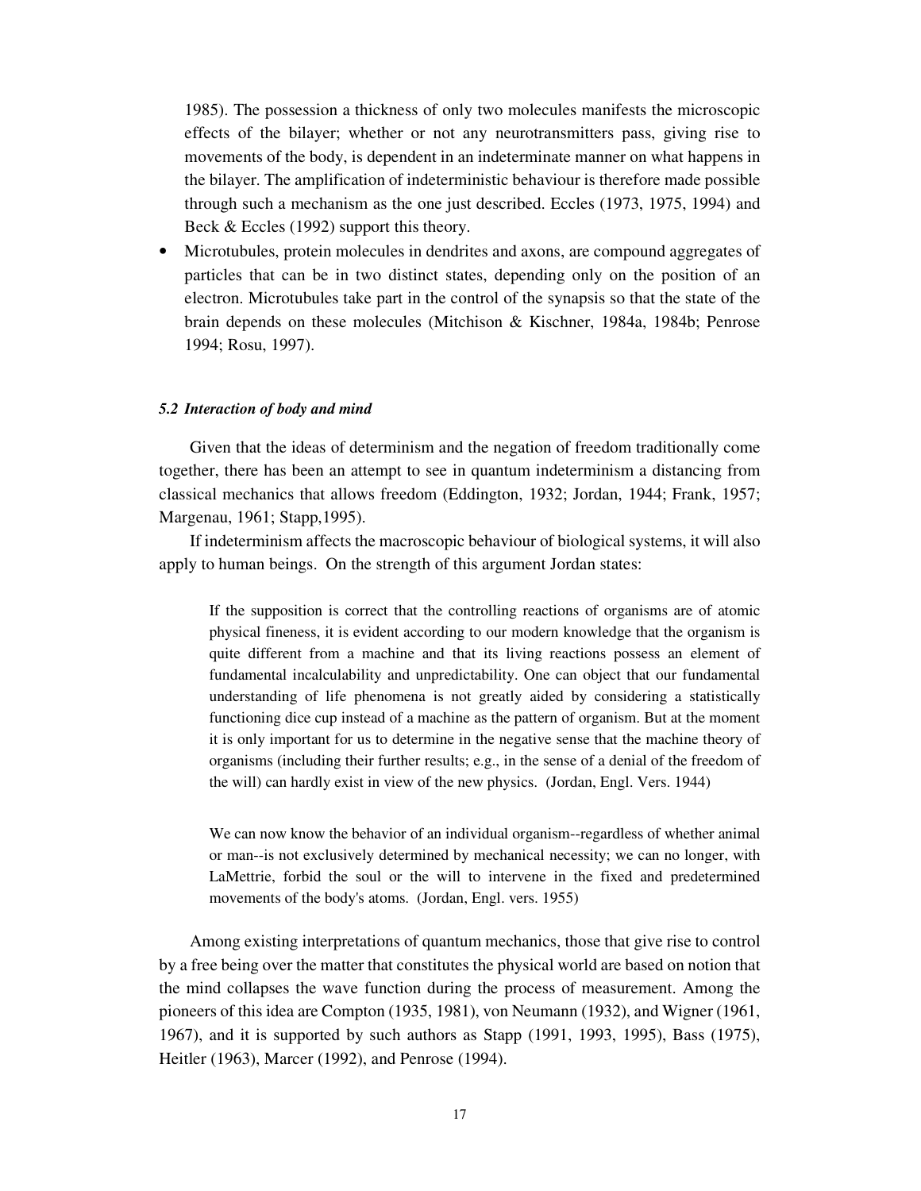1985). The possession a thickness of only two molecules manifests the microscopic effects of the bilayer; whether or not any neurotransmitters pass, giving rise to movements of the body, is dependent in an indeterminate manner on what happens in the bilayer. The amplification of indeterministic behaviour is therefore made possible through such a mechanism as the one just described. Eccles (1973, 1975, 1994) and Beck & Eccles (1992) support this theory.

- Microtubules, protein molecules in dendrites and axons, are compound aggregates of particles that can be in two distinct states, depending only on the position of an electron. Microtubules take part in the control of the synapsis so that the state of the brain depends on these molecules (Mitchison & Kischner, 1984a, 1984b; Penrose 1994; Rosu, 1997).

### *5.2 Interaction of body and mind*

Given that the ideas of determinism and the negation of freedom traditionally come together, there has been an attempt to see in quantum indeterminism a distancing from classical mechanics that allows freedom (Eddington, 1932; Jordan, 1944; Frank, 1957; Margenau, 1961; Stapp,1995).

If indeterminism affects the macroscopic behaviour of biological systems, it will also apply to human beings. On the strength of this argument Jordan states:

> If the supposition is correct that the controlling reactions of organisms are of atomic physical fineness, it is evident according to our modern knowledge that the organism is quite different from a machine and that its living reactions possess an element of fundamental incalculability and unpredictability. One can object that our fundamental understanding of life phenomena is not greatly aided by considering a statistically functioning dice cup instead of a machine as the pattern of organism. But at the moment it is only important for us to determine in the negative sense that the machine theory of organisms (including their further results; e.g., in the sense of a denial of the freedom of the will) can hardly exist in view of the new physics. (Jordan, Engl. Vers. 1944)

> We can now know the behavior of an individual organism--regardless of whether animal or man--is not exclusively determined by mechanical necessity; we can no longer, with LaMettrie, forbid the soul or the will to intervene in the fixed and predetermined movements of the body's atoms. (Jordan, Engl. vers. 1955)

Among existing interpretations of quantum mechanics, those that give rise to control by a free being over the matter that constitutes the physical world are based on notion that the mind collapses the wave function during the process of measurement. Among the pioneers of this idea are Compton (1935, 1981), von Neumann (1932), and Wigner (1961, 1967), and it is supported by such authors as Stapp (1991, 1993, 1995), Bass (1975), Heitler (1963), Marcer (1992), and Penrose (1994).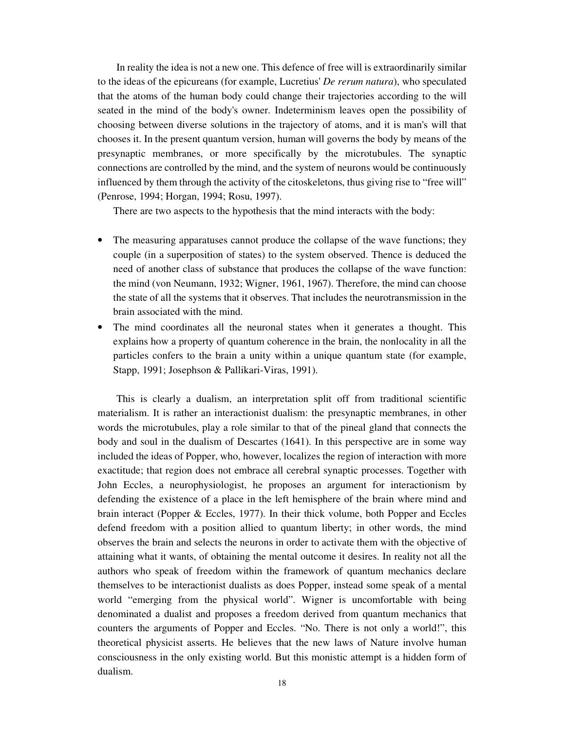In reality the idea is not a new one. This defence of free will is extraordinarily similar to the ideas of the epicureans (for example, Lucretius' *De rerum natura*), who speculated that the atoms of the human body could change their trajectories according to the will seated in the mind of the body's owner. Indeterminism leaves open the possibility of choosing between diverse solutions in the trajectory of atoms, and it is man's will that chooses it. In the present quantum version, human will governs the body by means of the presynaptic membranes, or more specifically by the microtubules. The synaptic connections are controlled by the mind, and the system of neurons would be continuously influenced by them through the activity of the citoskeletons, thus giving rise to "free will" (Penrose, 1994; Horgan, 1994; Rosu, 1997).

There are two aspects to the hypothesis that the mind interacts with the body:

- The measuring apparatuses cannot produce the collapse of the wave functions; they couple (in a superposition of states) to the system observed. Thence is deduced the need of another class of substance that produces the collapse of the wave function: the mind (von Neumann, 1932; Wigner, 1961, 1967). Therefore, the mind can choose the state of all the systems that it observes. That includes the neurotransmission in the brain associated with the mind.
- The mind coordinates all the neuronal states when it generates a thought. This explains how a property of quantum coherence in the brain, the nonlocality in all the particles confers to the brain a unity within a unique quantum state (for example, Stapp, 1991; Josephson & Pallikari-Viras, 1991).

This is clearly a dualism, an interpretation split off from traditional scientific materialism. It is rather an interactionist dualism: the presynaptic membranes, in other words the microtubules, play a role similar to that of the pineal gland that connects the body and soul in the dualism of Descartes (1641). In this perspective are in some way included the ideas of Popper, who, however, localizes the region of interaction with more exactitude; that region does not embrace all cerebral synaptic processes. Together with John Eccles, a neurophysiologist, he proposes an argument for interactionism by defending the existence of a place in the left hemisphere of the brain where mind and brain interact (Popper & Eccles, 1977). In their thick volume, both Popper and Eccles defend freedom with a position allied to quantum liberty; in other words, the mind observes the brain and selects the neurons in order to activate them with the objective of attaining what it wants, of obtaining the mental outcome it desires. In reality not all the authors who speak of freedom within the framework of quantum mechanics declare themselves to be interactionist dualists as does Popper, instead some speak of a mental world "emerging from the physical world". Wigner is uncomfortable with being denominated a dualist and proposes a freedom derived from quantum mechanics that counters the arguments of Popper and Eccles. "No. There is not only a world!", this theoretical physicist asserts. He believes that the new laws of Nature involve human consciousness in the only existing world. But this monistic attempt is a hidden form of dualism.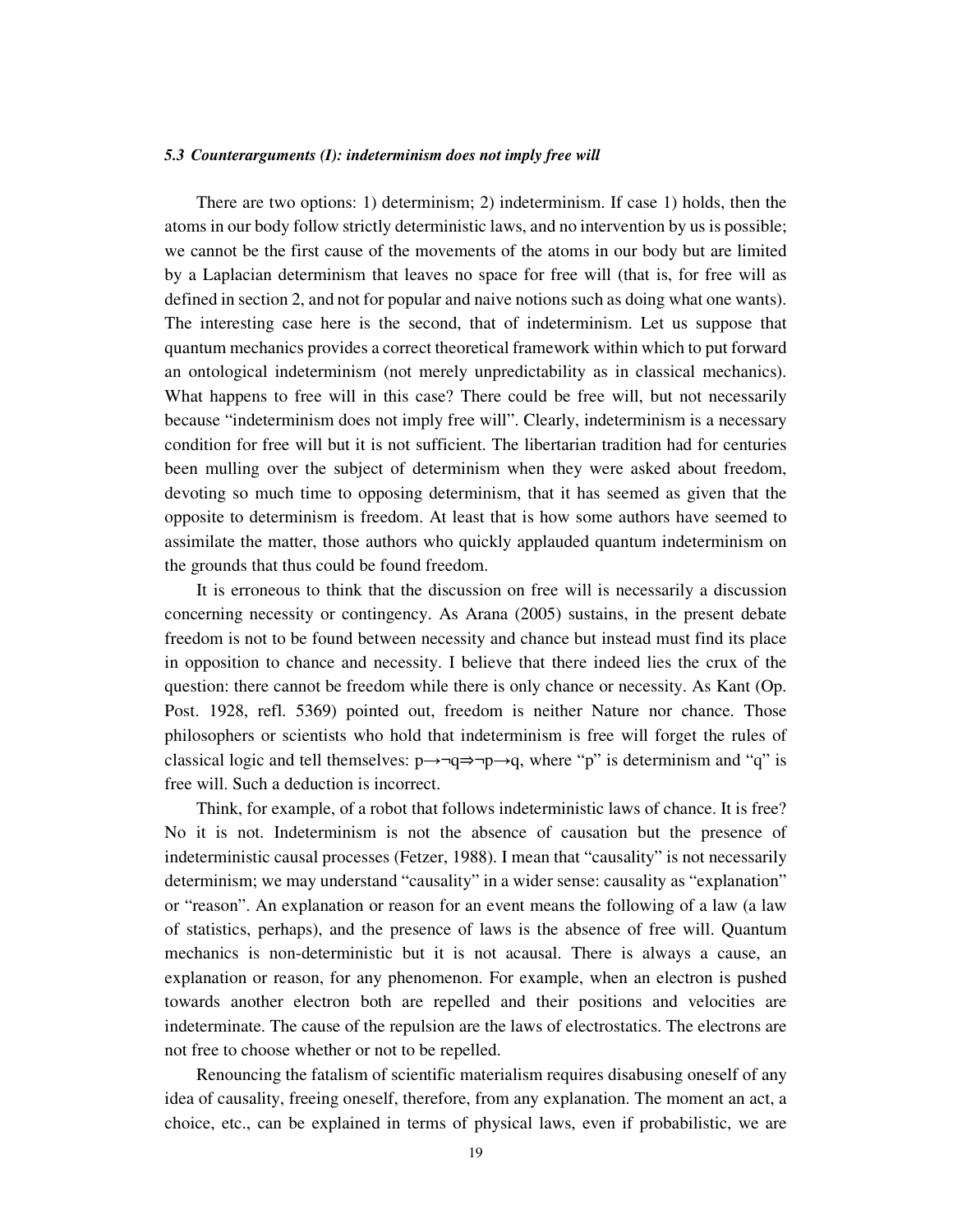### *5.3 Counterarguments (I): indeterminism does not imply free will*

There are two options: 1) determinism; 2) indeterminism. If case 1) holds, then the atoms in our body follow strictly deterministic laws, and no intervention by us is possible; we cannot be the first cause of the movements of the atoms in our body but are limited by a Laplacian determinism that leaves no space for free will (that is, for free will as defined in section 2, and not for popular and naive notions such as doing what one wants). The interesting case here is the second, that of indeterminism. Let us suppose that quantum mechanics provides a correct theoretical framework within which to put forward an ontological indeterminism (not merely unpredictability as in classical mechanics). What happens to free will in this case? There could be free will, but not necessarily because "indeterminism does not imply free will". Clearly, indeterminism is a necessary condition for free will but it is not sufficient. The libertarian tradition had for centuries been mulling over the subject of determinism when they were asked about freedom, devoting so much time to opposing determinism, that it has seemed as given that the opposite to determinism is freedom. At least that is how some authors have seemed to assimilate the matter, those authors who quickly applauded quantum indeterminism on the grounds that thus could be found freedom.

It is erroneous to think that the discussion on free will is necessarily a discussion concerning necessity or contingency. As Arana (2005) sustains, in the present debate freedom is not to be found between necessity and chance but instead must find its place in opposition to chance and necessity. I believe that there indeed lies the crux of the question: there cannot be freedom while there is only chance or necessity. As Kant (Op. Post. 1928, refl. 5369) pointed out, freedom is neither Nature nor chance. Those philosophers or scientists who hold that indeterminism is free will forget the rules of classical logic and tell themselves: $p \rightarrow \neg q \Rightarrow \neg p \rightarrow q$, where "p" is determinism and "q" is free will. Such a deduction is incorrect.

Think, for example, of a robot that follows indeterministic laws of chance. It is free? No it is not. Indeterminism is not the absence of causation but the presence of indeterministic causal processes (Fetzer, 1988). I mean that "causality" is not necessarily determinism; we may understand "causality" in a wider sense: causality as "explanation" or "reason". An explanation or reason for an event means the following of a law (a law of statistics, perhaps), and the presence of laws is the absence of free will. Quantum mechanics is non-deterministic but it is not acausal. There is always a cause, an explanation or reason, for any phenomenon. For example, when an electron is pushed towards another electron both are repelled and their positions and velocities are indeterminate. The cause of the repulsion are the laws of electrostatics. The electrons are not free to choose whether or not to be repelled.

Renouncing the fatalism of scientific materialism requires disabusing oneself of any idea of causality, freeing oneself, therefore, from any explanation. The moment an act, a choice, etc., can be explained in terms of physical laws, even if probabilistic, we are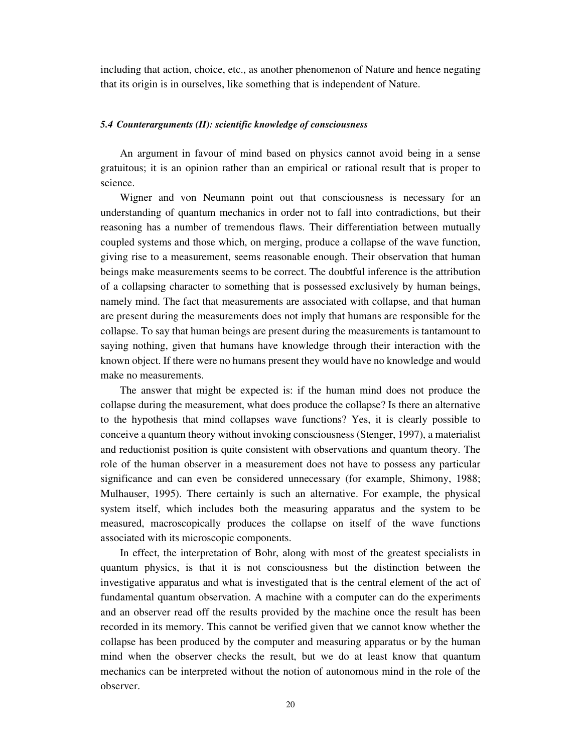including that action, choice, etc., as another phenomenon of Nature and hence negating that its origin is in ourselves, like something that is independent of Nature.

### *5.4 Counterarguments (II): scientific knowledge of consciousness*

An argument in favour of mind based on physics cannot avoid being in a sense gratuitous; it is an opinion rather than an empirical or rational result that is proper to science.

Wigner and von Neumann point out that consciousness is necessary for an understanding of quantum mechanics in order not to fall into contradictions, but their reasoning has a number of tremendous flaws. Their differentiation between mutually coupled systems and those which, on merging, produce a collapse of the wave function, giving rise to a measurement, seems reasonable enough. Their observation that human beings make measurements seems to be correct. The doubtful inference is the attribution of a collapsing character to something that is possessed exclusively by human beings, namely mind. The fact that measurements are associated with collapse, and that human are present during the measurements does not imply that humans are responsible for the collapse. To say that human beings are present during the measurements is tantamount to saying nothing, given that humans have knowledge through their interaction with the known object. If there were no humans present they would have no knowledge and would make no measurements.

The answer that might be expected is: if the human mind does not produce the collapse during the measurement, what does produce the collapse? Is there an alternative to the hypothesis that mind collapses wave functions? Yes, it is clearly possible to conceive a quantum theory without invoking consciousness (Stenger, 1997), a materialist and reductionist position is quite consistent with observations and quantum theory. The role of the human observer in a measurement does not have to possess any particular significance and can even be considered unnecessary (for example, Shimony, 1988; Mulhauser, 1995). There certainly is such an alternative. For example, the physical system itself, which includes both the measuring apparatus and the system to be measured, macroscopically produces the collapse on itself of the wave functions associated with its microscopic components.

In effect, the interpretation of Bohr, along with most of the greatest specialists in quantum physics, is that it is not consciousness but the distinction between the investigative apparatus and what is investigated that is the central element of the act of fundamental quantum observation. A machine with a computer can do the experiments and an observer read off the results provided by the machine once the result has been recorded in its memory. This cannot be verified given that we cannot know whether the collapse has been produced by the computer and measuring apparatus or by the human mind when the observer checks the result, but we do at least know that quantum mechanics can be interpreted without the notion of autonomous mind in the role of the observer.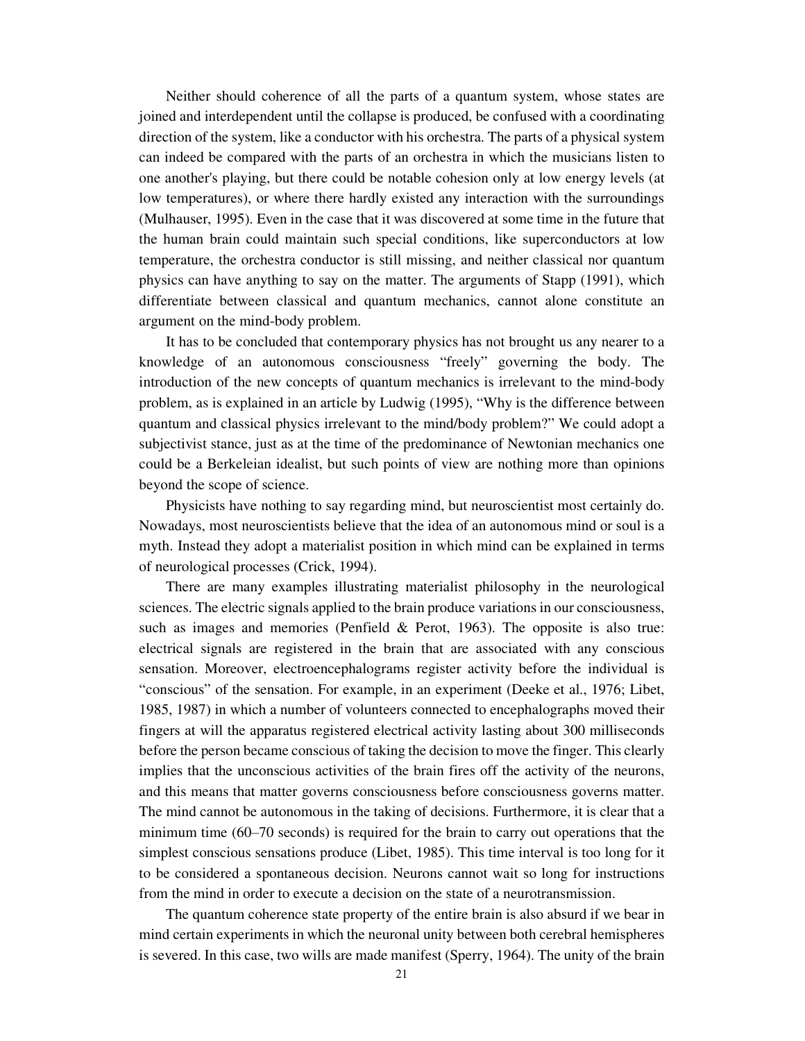Neither should coherence of all the parts of a quantum system, whose states are joined and interdependent until the collapse is produced, be confused with a coordinating direction of the system, like a conductor with his orchestra. The parts of a physical system can indeed be compared with the parts of an orchestra in which the musicians listen to one another's playing, but there could be notable cohesion only at low energy levels (at low temperatures), or where there hardly existed any interaction with the surroundings (Mulhauser, 1995). Even in the case that it was discovered at some time in the future that the human brain could maintain such special conditions, like superconductors at low temperature, the orchestra conductor is still missing, and neither classical nor quantum physics can have anything to say on the matter. The arguments of Stapp (1991), which differentiate between classical and quantum mechanics, cannot alone constitute an argument on the mind-body problem.

It has to be concluded that contemporary physics has not brought us any nearer to a knowledge of an autonomous consciousness "freely" governing the body. The introduction of the new concepts of quantum mechanics is irrelevant to the mind-body problem, as is explained in an article by Ludwig (1995), "Why is the difference between quantum and classical physics irrelevant to the mind/body problem?" We could adopt a subjectivist stance, just as at the time of the predominance of Newtonian mechanics one could be a Berkeleian idealist, but such points of view are nothing more than opinions beyond the scope of science.

Physicists have nothing to say regarding mind, but neuroscientist most certainly do. Nowadays, most neuroscientists believe that the idea of an autonomous mind or soul is a myth. Instead they adopt a materialist position in which mind can be explained in terms of neurological processes (Crick, 1994).

There are many examples illustrating materialist philosophy in the neurological sciences. The electric signals applied to the brain produce variations in our consciousness, such as images and memories (Penfield & Perot, 1963). The opposite is also true: electrical signals are registered in the brain that are associated with any conscious sensation. Moreover, electroencephalograms register activity before the individual is "conscious" of the sensation. For example, in an experiment (Deeke et al., 1976; Libet, 1985, 1987) in which a number of volunteers connected to encephalographs moved their fingers at will the apparatus registered electrical activity lasting about 300 milliseconds before the person became conscious of taking the decision to move the finger. This clearly implies that the unconscious activities of the brain fires off the activity of the neurons, and this means that matter governs consciousness before consciousness governs matter. The mind cannot be autonomous in the taking of decisions. Furthermore, it is clear that a minimum time (60–70 seconds) is required for the brain to carry out operations that the simplest conscious sensations produce (Libet, 1985). This time interval is too long for it to be considered a spontaneous decision. Neurons cannot wait so long for instructions from the mind in order to execute a decision on the state of a neurotransmission.

The quantum coherence state property of the entire brain is also absurd if we bear in mind certain experiments in which the neuronal unity between both cerebral hemispheres is severed. In this case, two wills are made manifest (Sperry, 1964). The unity of the brain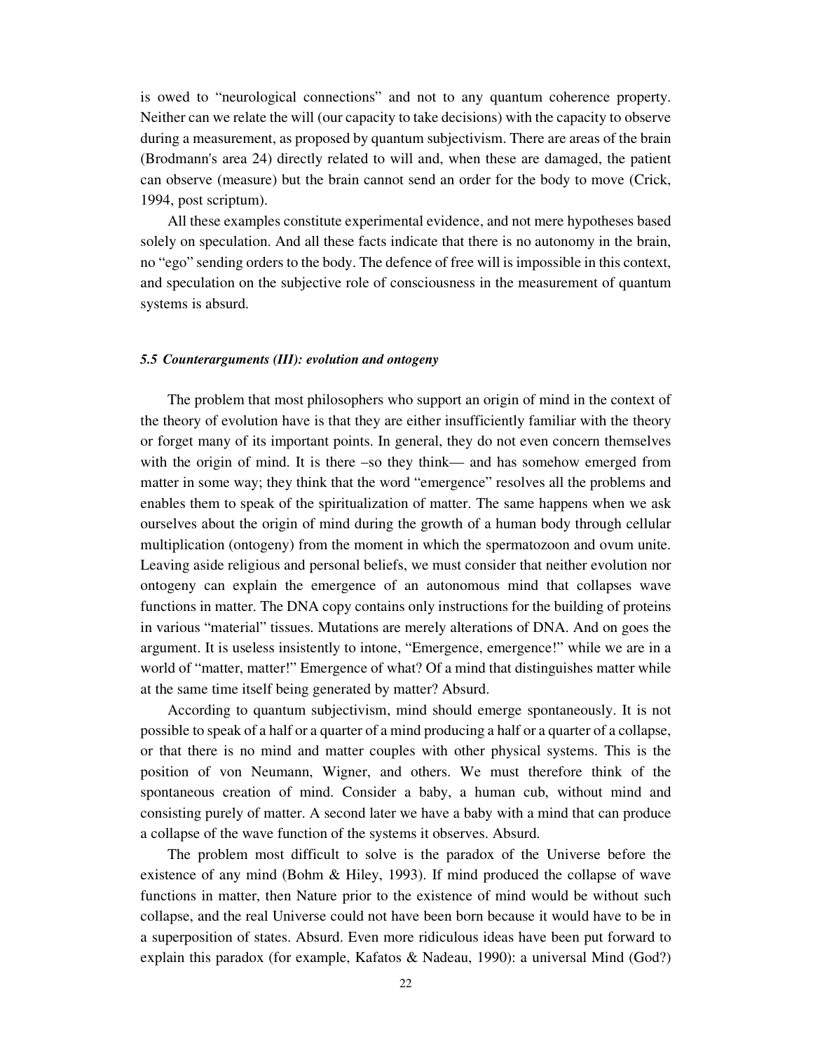is owed to "neurological connections" and not to any quantum coherence property. Neither can we relate the will (our capacity to take decisions) with the capacity to observe during a measurement, as proposed by quantum subjectivism. There are areas of the brain (Brodmann's area 24) directly related to will and, when these are damaged, the patient can observe (measure) but the brain cannot send an order for the body to move (Crick, 1994, post scriptum).

All these examples constitute experimental evidence, and not mere hypotheses based solely on speculation. And all these facts indicate that there is no autonomy in the brain, no "ego" sending orders to the body. The defence of free will is impossible in this context, and speculation on the subjective role of consciousness in the measurement of quantum systems is absurd.

### *5.5 Counterarguments (III): evolution and ontogeny*

The problem that most philosophers who support an origin of mind in the context of the theory of evolution have is that they are either insufficiently familiar with the theory or forget many of its important points. In general, they do not even concern themselves with the origin of mind. It is there –so they think— and has somehow emerged from matter in some way; they think that the word "emergence" resolves all the problems and enables them to speak of the spiritualization of matter. The same happens when we ask ourselves about the origin of mind during the growth of a human body through cellular multiplication (ontogeny) from the moment in which the spermatozoon and ovum unite. Leaving aside religious and personal beliefs, we must consider that neither evolution nor ontogeny can explain the emergence of an autonomous mind that collapses wave functions in matter. The DNA copy contains only instructions for the building of proteins in various "material" tissues. Mutations are merely alterations of DNA. And on goes the argument. It is useless insistently to intone, "Emergence, emergence!" while we are in a world of "matter, matter!" Emergence of what? Of a mind that distinguishes matter while at the same time itself being generated by matter? Absurd.

According to quantum subjectivism, mind should emerge spontaneously. It is not possible to speak of a half or a quarter of a mind producing a half or a quarter of a collapse, or that there is no mind and matter couples with other physical systems. This is the position of von Neumann, Wigner, and others. We must therefore think of the spontaneous creation of mind. Consider a baby, a human cub, without mind and consisting purely of matter. A second later we have a baby with a mind that can produce a collapse of the wave function of the systems it observes. Absurd.

The problem most difficult to solve is the paradox of the Universe before the existence of any mind (Bohm & Hiley, 1993). If mind produced the collapse of wave functions in matter, then Nature prior to the existence of mind would be without such collapse, and the real Universe could not have been born because it would have to be in a superposition of states. Absurd. Even more ridiculous ideas have been put forward to explain this paradox (for example, Kafatos & Nadeau, 1990): a universal Mind (God?)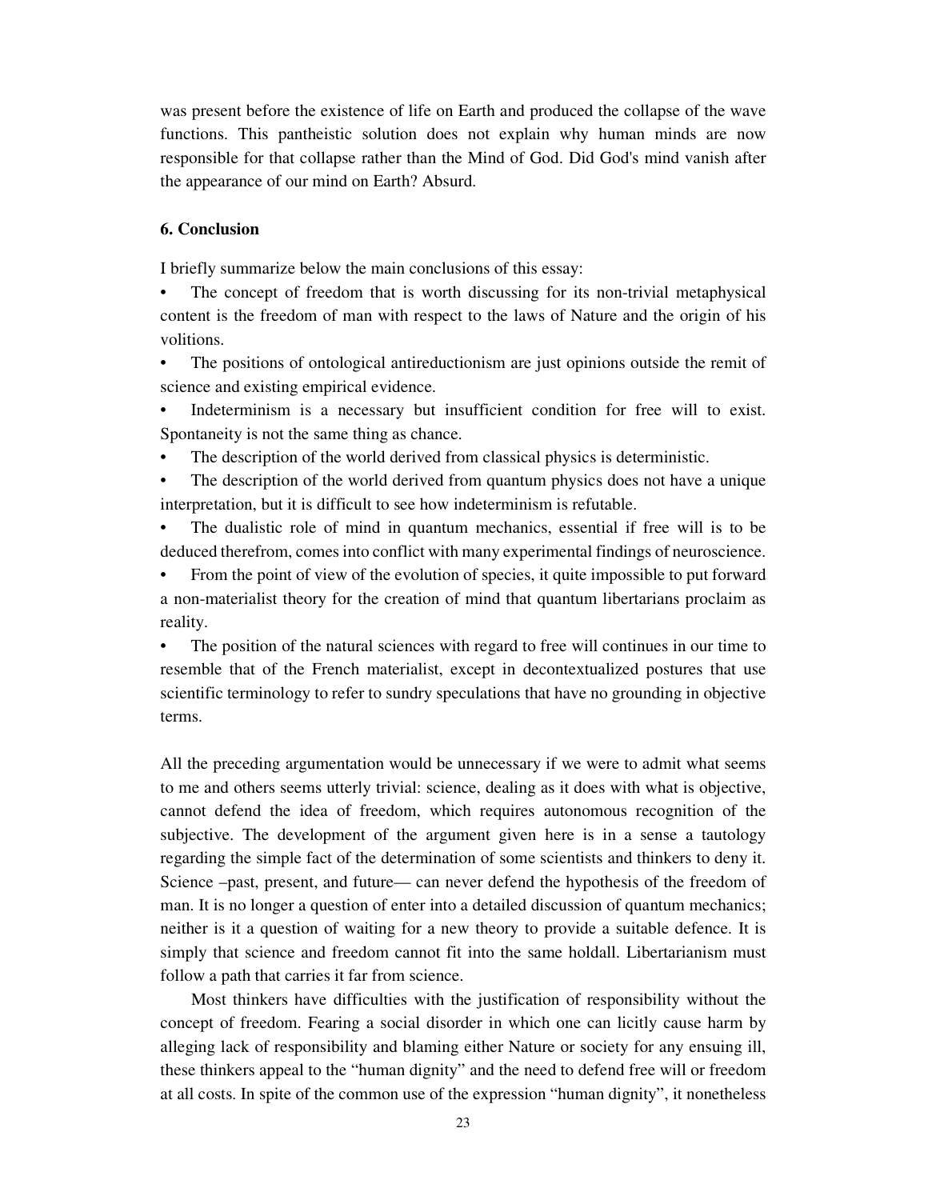was present before the existence of life on Earth and produced the collapse of the wave functions. This pantheistic solution does not explain why human minds are now responsible for that collapse rather than the Mind of God. Did God's mind vanish after the appearance of our mind on Earth? Absurd.

## 6. Conclusion

I briefly summarize below the main conclusions of this essay:

- The concept of freedom that is worth discussing for its non-trivial metaphysical content is the freedom of man with respect to the laws of Nature and the origin of his volitions.
- The positions of ontological antireductionism are just opinions outside the remit of science and existing empirical evidence.
- Indeterminism is a necessary but insufficient condition for free will to exist. Spontaneity is not the same thing as chance.
- The description of the world derived from classical physics is deterministic.
- The description of the world derived from quantum physics does not have a unique interpretation, but it is difficult to see how indeterminism is refutable.
- The dualistic role of mind in quantum mechanics, essential if free will is to be deduced therefrom, comes into conflict with many experimental findings of neuroscience.
- From the point of view of the evolution of species, it quite impossible to put forward a non-materialist theory for the creation of mind that quantum libertarians proclaim as reality.
- The position of the natural sciences with regard to free will continues in our time to resemble that of the French materialist, except in decontextualized postures that use scientific terminology to refer to sundry speculations that have no grounding in objective terms.

All the preceding argumentation would be unnecessary if we were to admit what seems to me and others seems utterly trivial: science, dealing as it does with what is objective, cannot defend the idea of freedom, which requires autonomous recognition of the subjective. The development of the argument given here is in a sense a tautology regarding the simple fact of the determination of some scientists and thinkers to deny it. Science –past, present, and future— can never defend the hypothesis of the freedom of man. It is no longer a question of enter into a detailed discussion of quantum mechanics; neither is it a question of waiting for a new theory to provide a suitable defence. It is simply that science and freedom cannot fit into the same holdall. Libertarianism must follow a path that carries it far from science.

Most thinkers have difficulties with the justification of responsibility without the concept of freedom. Fearing a social disorder in which one can licitly cause harm by alleging lack of responsibility and blaming either Nature or society for any ensuing ill, these thinkers appeal to the "human dignity" and the need to defend free will or freedom at all costs. In spite of the common use of the expression "human dignity", it nonetheless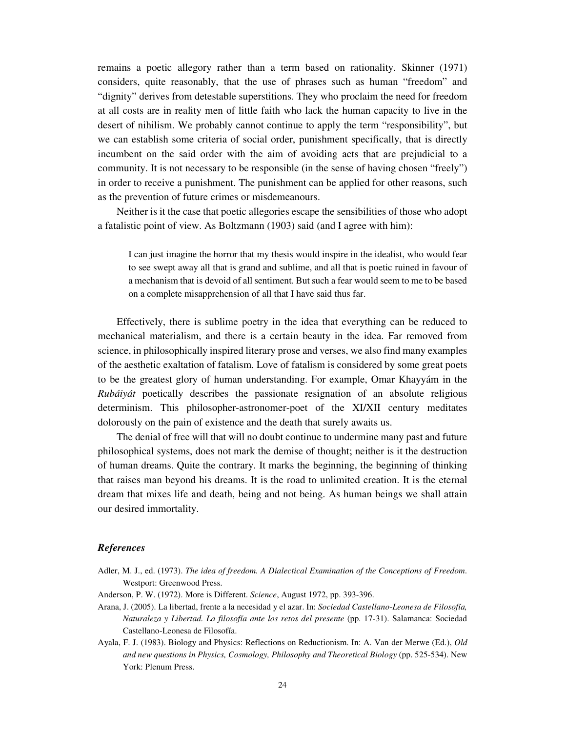remains a poetic allegory rather than a term based on rationality. Skinner (1971) considers, quite reasonably, that the use of phrases such as human "freedom" and "dignity" derives from detestable superstitions. They who proclaim the need for freedom at all costs are in reality men of little faith who lack the human capacity to live in the desert of nihilism. We probably cannot continue to apply the term "responsibility", but we can establish some criteria of social order, punishment specifically, that is directly incumbent on the said order with the aim of avoiding acts that are prejudicial to a community. It is not necessary to be responsible (in the sense of having chosen "freely") in order to receive a punishment. The punishment can be applied for other reasons, such as the prevention of future crimes or misdemeanours.

Neither is it the case that poetic allegories escape the sensibilities of those who adopt a fatalistic point of view. As Boltzmann (1903) said (and I agree with him):

> I can just imagine the horror that my thesis would inspire in the idealist, who would fear to see swept away all that is grand and sublime, and all that is poetic ruined in favour of a mechanism that is devoid of all sentiment. But such a fear would seem to me to be based on a complete misapprehension of all that I have said thus far.

Effectively, there is sublime poetry in the idea that everything can be reduced to mechanical materialism, and there is a certain beauty in the idea. Far removed from science, in philosophically inspired literary prose and verses, we also find many examples of the aesthetic exaltation of fatalism. Love of fatalism is considered by some great poets to be the greatest glory of human understanding. For example, Omar Khayyám in the *Rubáiyát* poetically describes the passionate resignation of an absolute religious determinism. This philosopher-astronomer-poet of the XI/XII century meditates dolorously on the pain of existence and the death that surely awaits us.

The denial of free will that will no doubt continue to undermine many past and future philosophical systems, does not mark the demise of thought; neither is it the destruction of human dreams. Quite the contrary. It marks the beginning, the beginning of thinking that raises man beyond his dreams. It is the road to unlimited creation. It is the eternal dream that mixes life and death, being and not being. As human beings we shall attain our desired immortality.

### *References*

Adler, M. J., ed. (1973). *The idea of freedom. A Dialectical Examination of the Conceptions of Freedom*. Westport: Greenwood Press.

Anderson, P. W. (1972). More is Different. *Science*, August 1972, pp. 393-396.

Arana, J. (2005). La libertad, frente a la necesidad y el azar. In: *Sociedad Castellano-Leonesa de Filosofía, Naturaleza y Libertad. La filosofía ante los retos del presente* (pp. 17-31). Salamanca: Sociedad Castellano-Leonesa de Filosofía.

Ayala, F. J. (1983). Biology and Physics: Reflections on Reductionism. In: A. Van der Merwe (Ed.), *Old and new questions in Physics, Cosmology, Philosophy and Theoretical Biology* (pp. 525-534). New York: Plenum Press.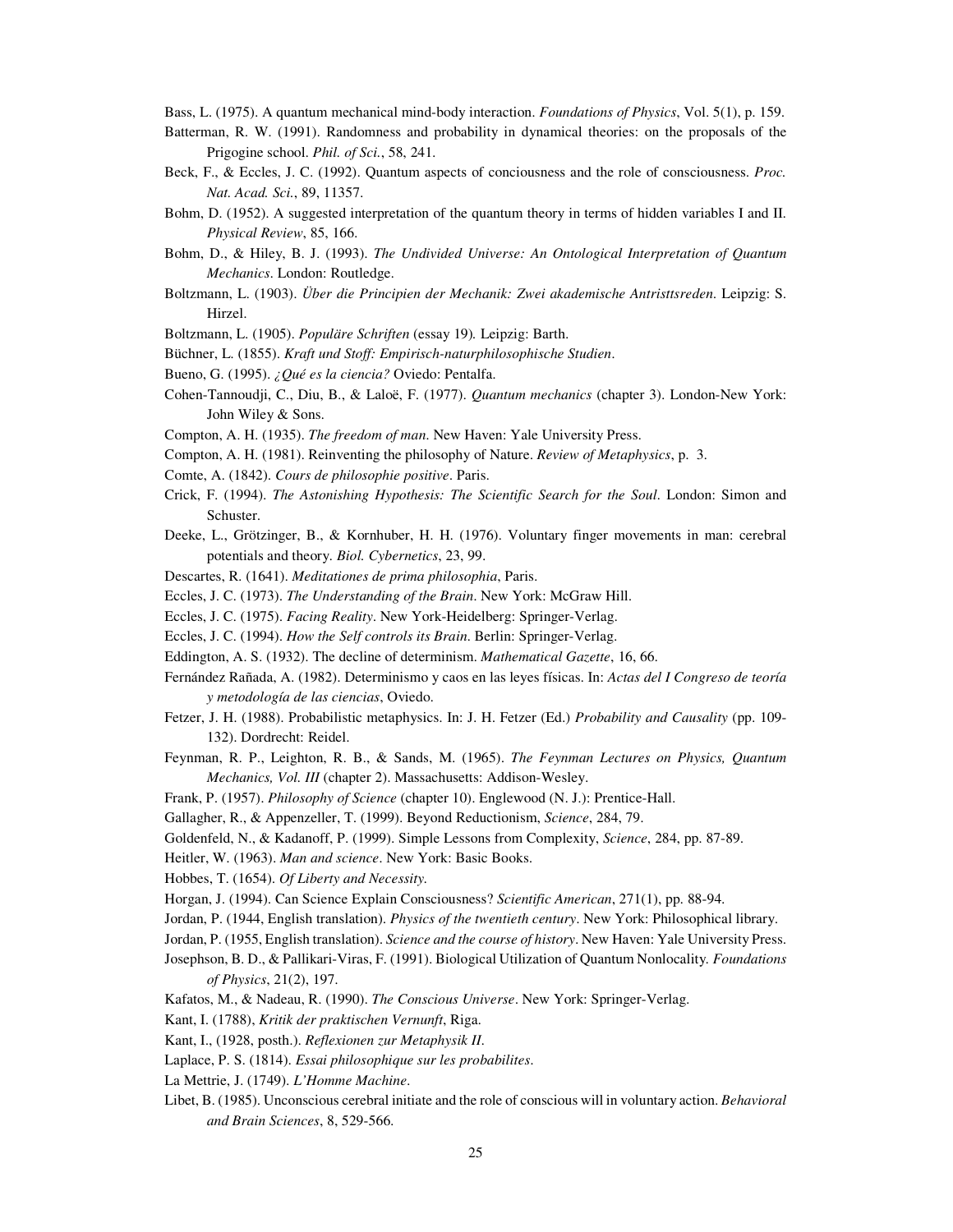Bass, L. (1975). A quantum mechanical mind-body interaction. *Foundations of Physics*, Vol. 5(1), p. 159.

Batterman, R. W. (1991). Randomness and probability in dynamical theories: on the proposals of the Prigogine school. *Phil. of Sci.*, 58, 241.

Beck, F., & Eccles, J. C. (1992). Quantum aspects of conciousness and the role of consciousness. *Proc. Nat. Acad. Sci.*, 89, 11357.

Bohm, D. (1952). A suggested interpretation of the quantum theory in terms of hidden variables I and II. *Physical Review*, 85, 166.

Bohm, D., & Hiley, B. J. (1993). *The Undivided Universe: An Ontological Interpretation of Quantum Mechanics*. London: Routledge.

Boltzmann, L. (1903). *Über die Principien der Mechanik: Zwei akademische Antristtsreden*. Leipzig: S. Hirzel.

Boltzmann, L. (1905). *Populäre Schriften* (essay 19)*.* Leipzig: Barth.

Büchner, L. (1855). *Kraft und Stoff: Empirisch-naturphilosophische Studien*.

Bueno, G. (1995). *¿Qué es la ciencia?* Oviedo: Pentalfa.

Cohen-Tannoudji, C., Diu, B., & Laloë, F. (1977). *Quantum mechanics* (chapter 3). London-New York: John Wiley & Sons.

Compton, A. H. (1935). *The freedom of man*. New Haven: Yale University Press.

Compton, A. H. (1981). Reinventing the philosophy of Nature. *Review of Metaphysics*, p. 3.

Comte, A. (1842). *Cours de philosophie positive*. Paris.

Crick, F. (1994). *The Astonishing Hypothesis: The Scientific Search for the Soul*. London: Simon and Schuster.

Deeke, L., Grötzinger, B., & Kornhuber, H. H. (1976). Voluntary finger movements in man: cerebral potentials and theory. *Biol. Cybernetics*, 23, 99.

Descartes, R. (1641). *Meditationes de prima philosophia*, Paris.

Eccles, J. C. (1973). *The Understanding of the Brain*. New York: McGraw Hill.

Eccles, J. C. (1975). *Facing Reality*. New York-Heidelberg: Springer-Verlag.

Eccles, J. C. (1994). *How the Self controls its Brain*. Berlin: Springer-Verlag.

Eddington, A. S. (1932). The decline of determinism. *Mathematical Gazette*, 16, 66.

Fernández Rañada, A. (1982). Determinismo y caos en las leyes físicas. In: *Actas del I Congreso de teoría y metodología de las ciencias*, Oviedo.

Fetzer, J. H. (1988). Probabilistic metaphysics. In: J. H. Fetzer (Ed.) *Probability and Causality* (pp. 109-132). Dordrecht: Reidel.

Feynman, R. P., Leighton, R. B., & Sands, M. (1965). *The Feynman Lectures on Physics, Quantum Mechanics, Vol. III* (chapter 2). Massachusetts: Addison-Wesley.

Frank, P. (1957). *Philosophy of Science* (chapter 10). Englewood (N. J.): Prentice-Hall.

Gallagher, R., & Appenzeller, T. (1999). Beyond Reductionism, *Science*, 284, 79.

Goldenfeld, N., & Kadanoff, P. (1999). Simple Lessons from Complexity, *Science*, 284, pp. 87-89.

Heitler, W. (1963). *Man and science*. New York: Basic Books.

Hobbes, T. (1654). *Of Liberty and Necessity.*

Horgan, J. (1994). Can Science Explain Consciousness? *Scientific American*, 271(1), pp. 88-94.

Jordan, P. (1944, English translation). *Physics of the twentieth century*. New York: Philosophical library.

Jordan, P. (1955, English translation). *Science and the course of history*. New Haven: Yale University Press.

Josephson, B. D., & Pallikari-Viras, F. (1991). Biological Utilization of Quantum Nonlocality. *Foundations of Physics*, 21(2), 197.

Kafatos, M., & Nadeau, R. (1990). *The Conscious Universe*. New York: Springer-Verlag.

Kant, I. (1788), *Kritik der praktischen Vernunft*, Riga.

Kant, I., (1928, posth.). *Reflexionen zur Metaphysik II*.

Laplace, P. S. (1814). *Essai philosophique sur les probabilites*.

La Mettrie, J. (1749). *L'Homme Machine*.

Libet, B. (1985). Unconscious cerebral initiate and the role of conscious will in voluntary action. *Behavioral and Brain Sciences*, 8, 529-566.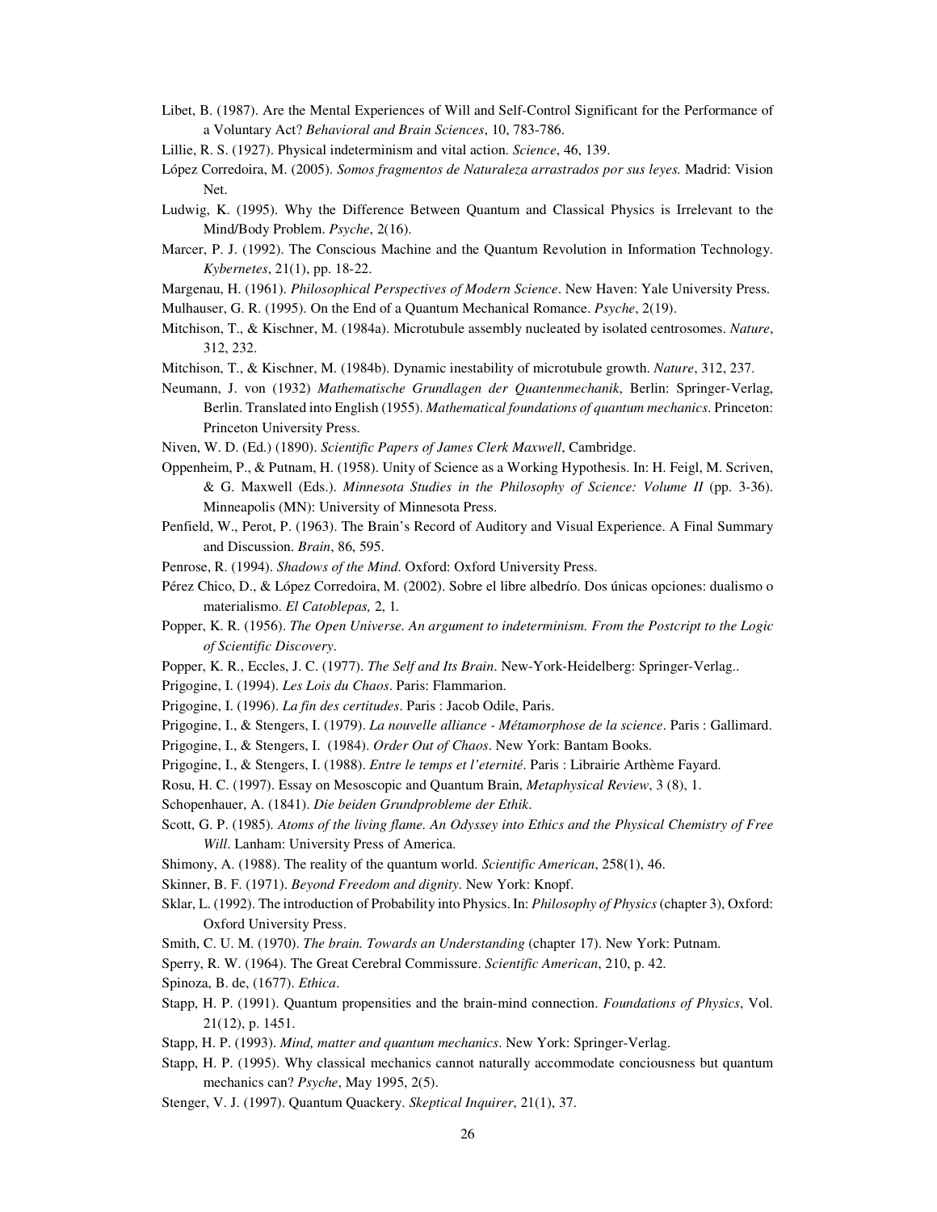Libet, B. (1987). Are the Mental Experiences of Will and Self-Control Significant for the Performance of a Voluntary Act? *Behavioral and Brain Sciences*, 10, 783-786.

Lillie, R. S. (1927). Physical indeterminism and vital action. *Science*, 46, 139.

López Corredoira, M. (2005). *Somos fragmentos de Naturaleza arrastrados por sus leyes.* Madrid: Vision Net.

Ludwig, K. (1995). Why the Difference Between Quantum and Classical Physics is Irrelevant to the Mind/Body Problem. *Psyche*, 2(16).

Marcer, P. J. (1992). The Conscious Machine and the Quantum Revolution in Information Technology. *Kybernetes*, 21(1), pp. 18-22.

Margenau, H. (1961). *Philosophical Perspectives of Modern Science*. New Haven: Yale University Press.

Mulhauser, G. R. (1995). On the End of a Quantum Mechanical Romance. *Psyche*, 2(19).

Mitchison, T., & Kischner, M. (1984a). Microtubule assembly nucleated by isolated centrosomes. *Nature*, 312, 232.

Mitchison, T., & Kischner, M. (1984b). Dynamic inestability of microtubule growth. *Nature*, 312, 237.

Neumann, J. von (1932) *Mathematische Grundlagen der Quantenmechanik*, Berlin: Springer-Verlag, Berlin. Translated into English (1955). *Mathematical foundations of quantum mechanics*. Princeton: Princeton University Press.

Niven, W. D. (Ed.) (1890). *Scientific Papers of James Clerk Maxwell*, Cambridge.

Oppenheim, P., & Putnam, H. (1958). Unity of Science as a Working Hypothesis. In: H. Feigl, M. Scriven, & G. Maxwell (Eds.). *Minnesota Studies in the Philosophy of Science: Volume II* (pp. 3-36). Minneapolis (MN): University of Minnesota Press.

Penfield, W., Perot, P. (1963). The Brain's Record of Auditory and Visual Experience. A Final Summary and Discussion. *Brain*, 86, 595.

Penrose, R. (1994). *Shadows of the Mind.* Oxford: Oxford University Press.

Pérez Chico, D., & López Corredoira, M. (2002). Sobre el libre albedrío. Dos únicas opciones: dualismo o materialismo. *El Catoblepas,* 2, 1.

Popper, K. R. (1956). *The Open Universe. An argument to indeterminism. From the Postcript to the Logic of Scientific Discovery*.

Popper, K. R., Eccles, J. C. (1977). *The Self and Its Brain*. New-York-Heidelberg: Springer-Verlag..

Prigogine, I. (1994). *Les Lois du Chaos*. Paris: Flammarion.

Prigogine, I. (1996). *La fin des certitudes*. Paris : Jacob Odile, Paris.

Prigogine, I., & Stengers, I. (1979). *La nouvelle alliance - Métamorphose de la science*. Paris : Gallimard.

Prigogine, I., & Stengers, I. (1984). *Order Out of Chaos*. New York: Bantam Books.

Prigogine, I., & Stengers, I. (1988). *Entre le temps et l'eternité.* Paris : Librairie Arthème Fayard.

Rosu, H. C. (1997). Essay on Mesoscopic and Quantum Brain, *Metaphysical Review*, 3 (8), 1.

Schopenhauer, A. (1841). *Die beiden Grundprobleme der Ethik*.

Scott, G. P. (1985). *Atoms of the living flame. An Odyssey into Ethics and the Physical Chemistry of Free Will*. Lanham: University Press of America.

Shimony, A. (1988). The reality of the quantum world. *Scientific American*, 258(1), 46.

Skinner, B. F. (1971). *Beyond Freedom and dignity*. New York: Knopf.

Sklar, L. (1992). The introduction of Probability into Physics. In: *Philosophy of Physics* (chapter 3), Oxford: Oxford University Press.

Smith, C. U. M. (1970). *The brain. Towards an Understanding* (chapter 17). New York: Putnam.

Sperry, R. W. (1964). The Great Cerebral Commissure. *Scientific American*, 210, p. 42.

Spinoza, B. de, (1677). *Ethica*.

Stapp, H. P. (1991). Quantum propensities and the brain-mind connection. *Foundations of Physics*, Vol. 21(12), p. 1451.

Stapp, H. P. (1993). *Mind, matter and quantum mechanics*. New York: Springer-Verlag.

Stapp, H. P. (1995). Why classical mechanics cannot naturally accommodate conciousness but quantum mechanics can? *Psyche*, May 1995, 2(5).

Stenger, V. J. (1997). Quantum Quackery. *Skeptical Inquirer*, 21(1), 37.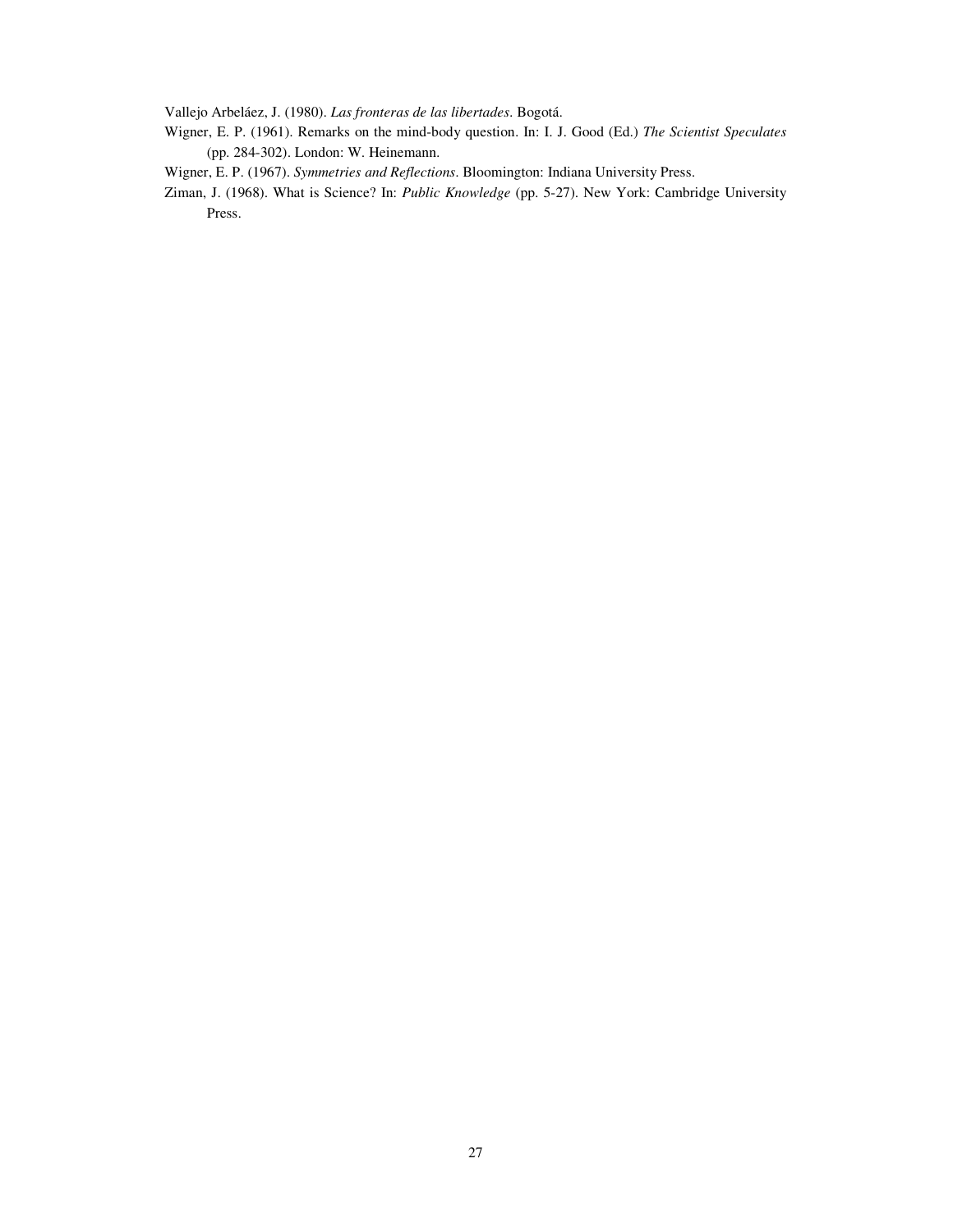Vallejo Arbeláez, J. (1980). *Las fronteras de las libertades*. Bogotá.

Wigner, E. P. (1961). Remarks on the mind-body question. In: I. J. Good (Ed.) *The Scientist Speculates* (pp. 284-302). London: W. Heinemann.

Wigner, E. P. (1967). *Symmetries and Reflections*. Bloomington: Indiana University Press.

Ziman, J. (1968). What is Science? In: *Public Knowledge* (pp. 5-27). New York: Cambridge University Press.